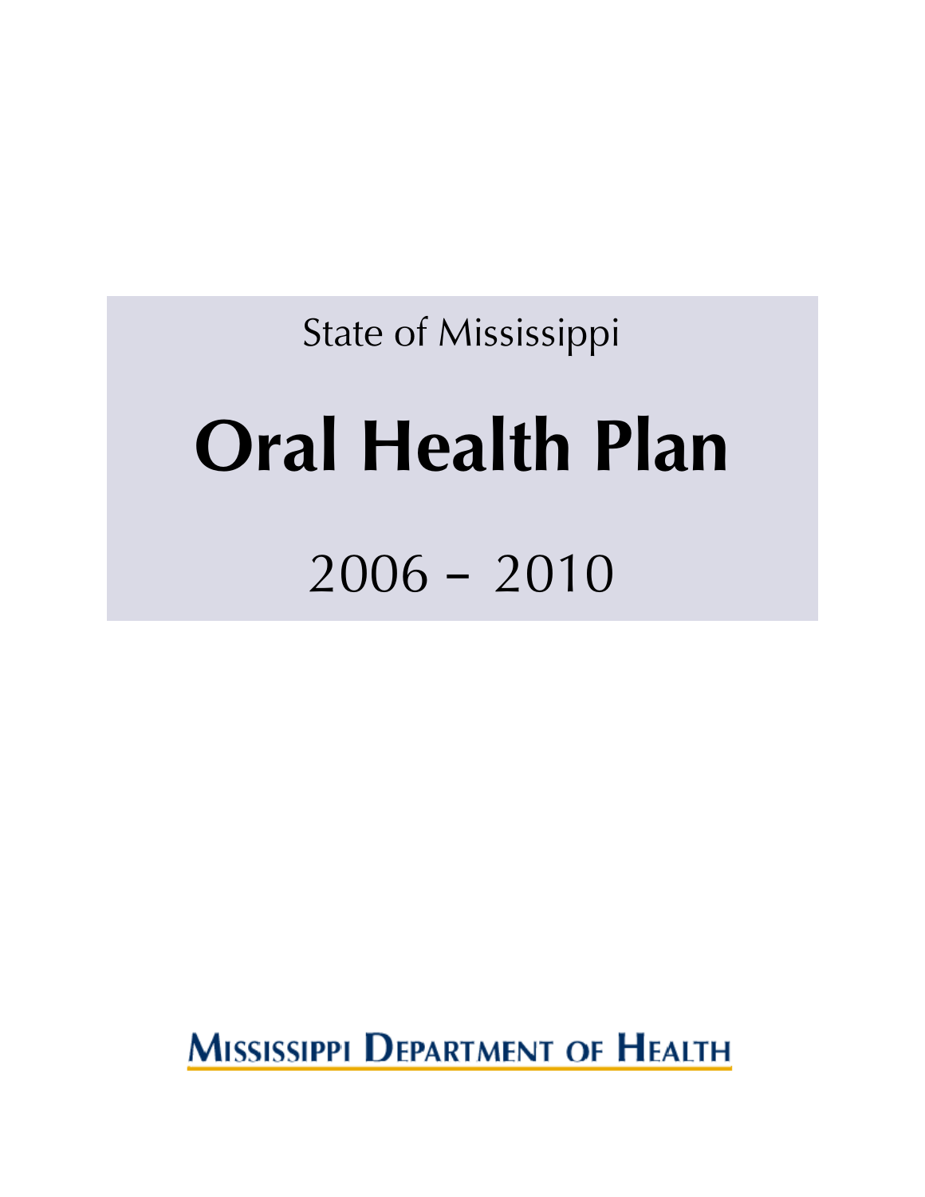State of Mississippi

# Oral Health Plan

2006 – 2010

MISSISSIPPI DEPARTMENT OF HEALTH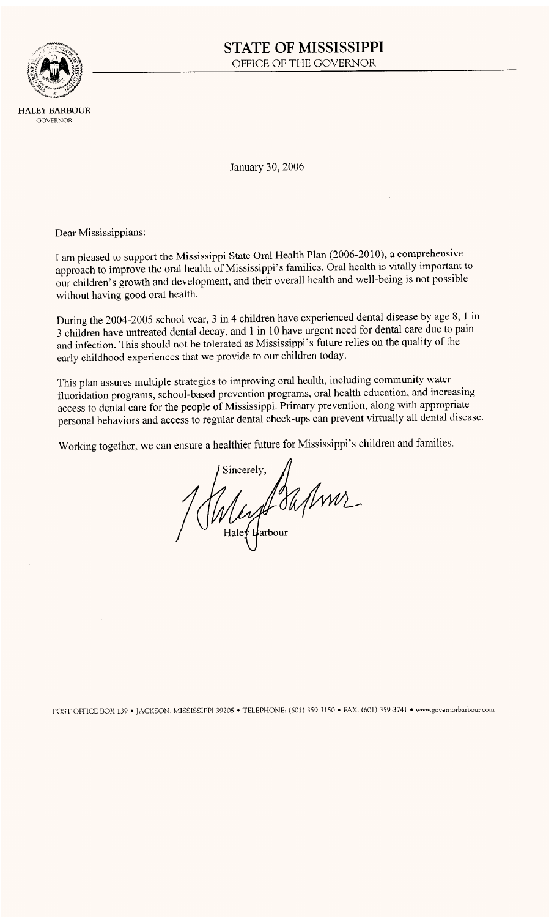# STATE OF MISSISSIPPI

OFFICE OF THE GOVERNOR

**HALEY BARBOUR**
GOVERNOR

January 30, 2006

Dear Mississippians:

I am pleased to support the Mississippi State Oral Health Plan (2006-2010), a comprehensive approach to improve the oral health of Mississippi's families. Oral health is vitally important to our children's growth and development, and their overall health and well-being is not possible without having good oral health.

During the 2004-2005 school year, 3 in 4 children have experienced dental disease by age 8, 1 in 3 children have untreated dental decay, and 1 in 10 have urgent need for dental care due to pain and infection. This should not be tolerated as Mississippi's future relies on the quality of the early childhood experiences that we provide to our children today.

This plan assures multiple strategies to improving oral health, including community water fluoridation programs, school-based prevention programs, oral health education, and increasing access to dental care for the people of Mississippi. Primary prevention, along with appropriate personal behaviors and access to regular dental check-ups can prevent virtually all dental disease.

Working together, we can ensure a healthier future for Mississippi's children and families.

Sincerely,

Haley Barbour

POST OFFICE BOX 139 • JACKSON, MISSISSIPPI 39205 • TELEPHONE: (601) 359-3150 • FAX: (601) 359-3741 • www.governorbarbour.com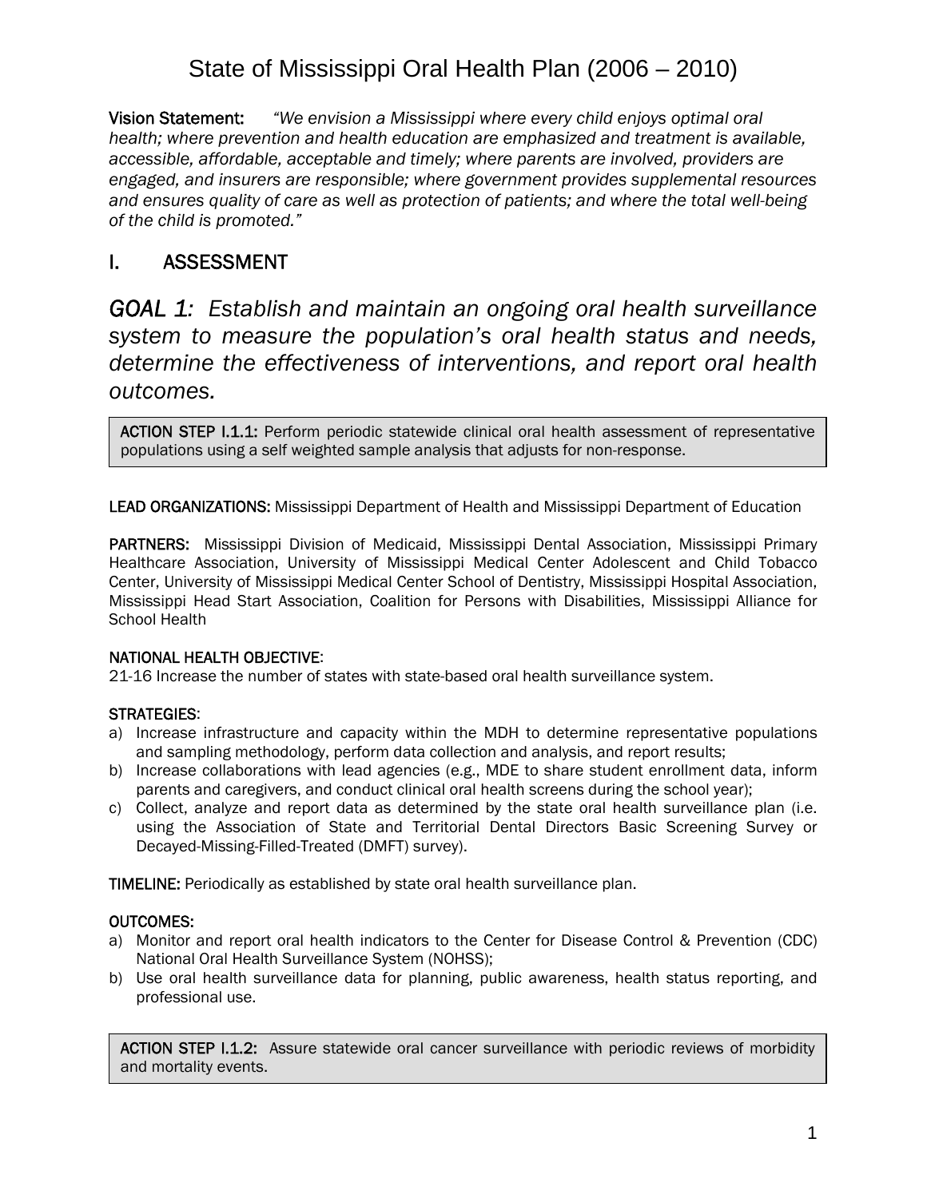# State of Mississippi Oral Health Plan (2006 – 2010)

**Vision Statement:** *"We envision a Mississippi where every child enjoys optimal oral health; where prevention and health education are emphasized and treatment is available, accessible, affordable, acceptable and timely; where parents are involved, providers are engaged, and insurers are responsible; where government provides supplemental resources and ensures quality of care as well as protection of patients; and where the total well-being of the child is promoted."*

## I. ASSESSMENT

### *GOAL 1: Establish and maintain an ongoing oral health surveillance system to measure the population's oral health status and needs, determine the effectiveness of interventions, and report oral health outcomes.*

**ACTION STEP I.1.1:** Perform periodic statewide clinical oral health assessment of representative populations using a self weighted sample analysis that adjusts for non-response.

**LEAD ORGANIZATIONS:** Mississippi Department of Health and Mississippi Department of Education

**PARTNERS:** Mississippi Division of Medicaid, Mississippi Dental Association, Mississippi Primary Healthcare Association, University of Mississippi Medical Center Adolescent and Child Tobacco Center, University of Mississippi Medical Center School of Dentistry, Mississippi Hospital Association, Mississippi Head Start Association, Coalition for Persons with Disabilities, Mississippi Alliance for School Health

**NATIONAL HEALTH OBJECTIVE**:
21-16 Increase the number of states with state-based oral health surveillance system.

**STRATEGIES**:

a) Increase infrastructure and capacity within the MDH to determine representative populations and sampling methodology, perform data collection and analysis, and report results;
b) Increase collaborations with lead agencies (e.g., MDE to share student enrollment data, inform parents and caregivers, and conduct clinical oral health screens during the school year);
c) Collect, analyze and report data as determined by the state oral health surveillance plan (i.e. using the Association of State and Territorial Dental Directors Basic Screening Survey or Decayed-Missing-Filled-Treated (DMFT) survey).

**TIMELINE:** Periodically as established by state oral health surveillance plan.

**OUTCOMES:**

a) Monitor and report oral health indicators to the Center for Disease Control & Prevention (CDC) National Oral Health Surveillance System (NOHSS);
b) Use oral health surveillance data for planning, public awareness, health status reporting, and professional use.

**ACTION STEP I.1.2:** Assure statewide oral cancer surveillance with periodic reviews of morbidity and mortality events.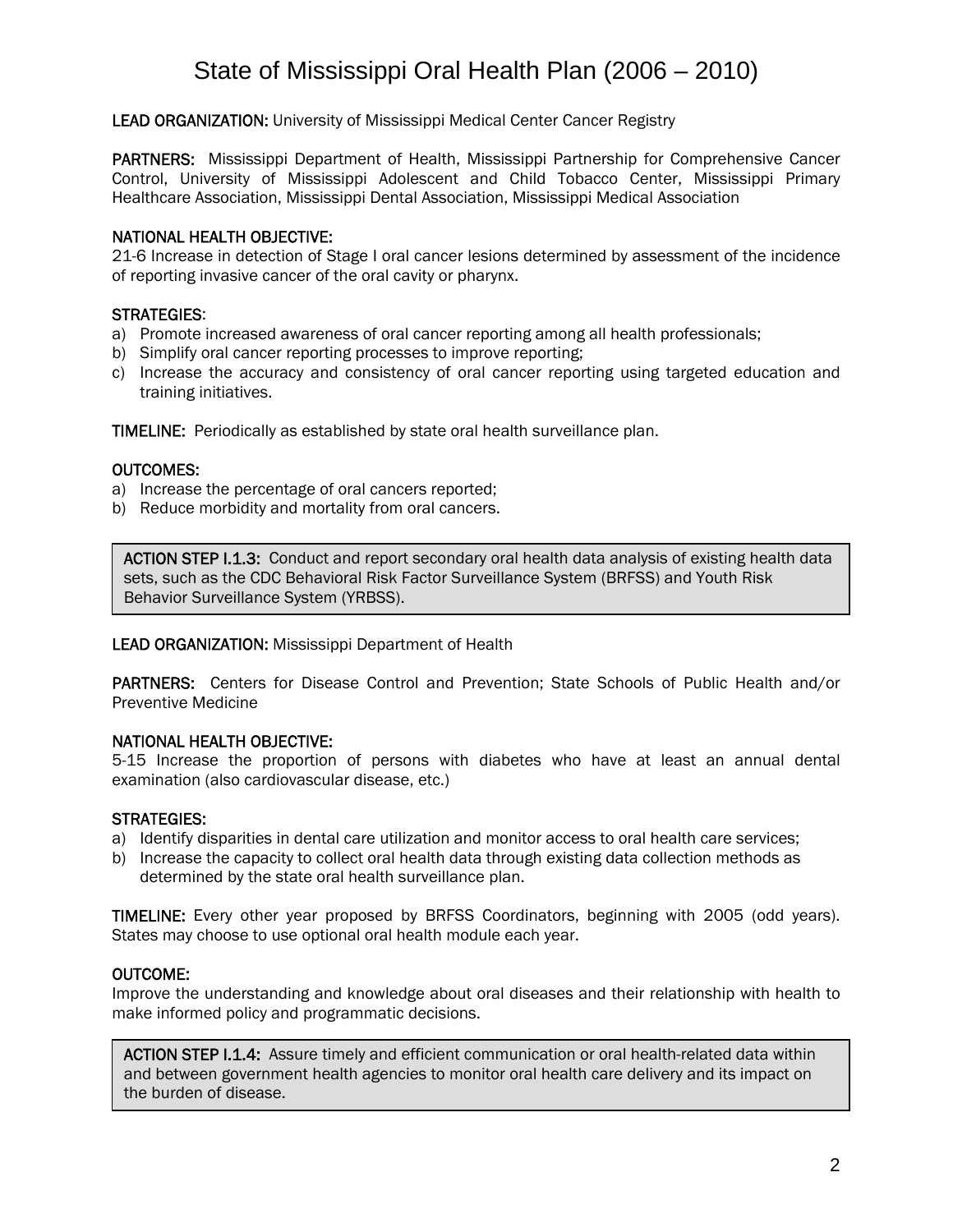**LEAD ORGANIZATION:** University of Mississippi Medical Center Cancer Registry

**PARTNERS:** Mississippi Department of Health, Mississippi Partnership for Comprehensive Cancer Control, University of Mississippi Adolescent and Child Tobacco Center, Mississippi Primary Healthcare Association, Mississippi Dental Association, Mississippi Medical Association

**NATIONAL HEALTH OBJECTIVE:**
21-6 Increase in detection of Stage I oral cancer lesions determined by assessment of the incidence of reporting invasive cancer of the oral cavity or pharynx.

**STRATEGIES:**
a) Promote increased awareness of oral cancer reporting among all health professionals;
b) Simplify oral cancer reporting processes to improve reporting;
c) Increase the accuracy and consistency of oral cancer reporting using targeted education and training initiatives.

**TIMELINE:** Periodically as established by state oral health surveillance plan.

**OUTCOMES:**
a) Increase the percentage of oral cancers reported;
b) Reduce morbidity and mortality from oral cancers.

**ACTION STEP I.1.3:** Conduct and report secondary oral health data analysis of existing health data sets, such as the CDC Behavioral Risk Factor Surveillance System (BRFSS) and Youth Risk Behavior Surveillance System (YRBSS).

**LEAD ORGANIZATION:** Mississippi Department of Health

**PARTNERS:** Centers for Disease Control and Prevention; State Schools of Public Health and/or Preventive Medicine

**NATIONAL HEALTH OBJECTIVE:**
5-15 Increase the proportion of persons with diabetes who have at least an annual dental examination (also cardiovascular disease, etc.)

**STRATEGIES:**
a) Identify disparities in dental care utilization and monitor access to oral health care services;
b) Increase the capacity to collect oral health data through existing data collection methods as determined by the state oral health surveillance plan.

**TIMELINE:** Every other year proposed by BRFSS Coordinators, beginning with 2005 (odd years). States may choose to use optional oral health module each year.

**OUTCOME:**
Improve the understanding and knowledge about oral diseases and their relationship with health to make informed policy and programmatic decisions.

**ACTION STEP I.1.4:** Assure timely and efficient communication or oral health-related data within and between government health agencies to monitor oral health care delivery and its impact on the burden of disease.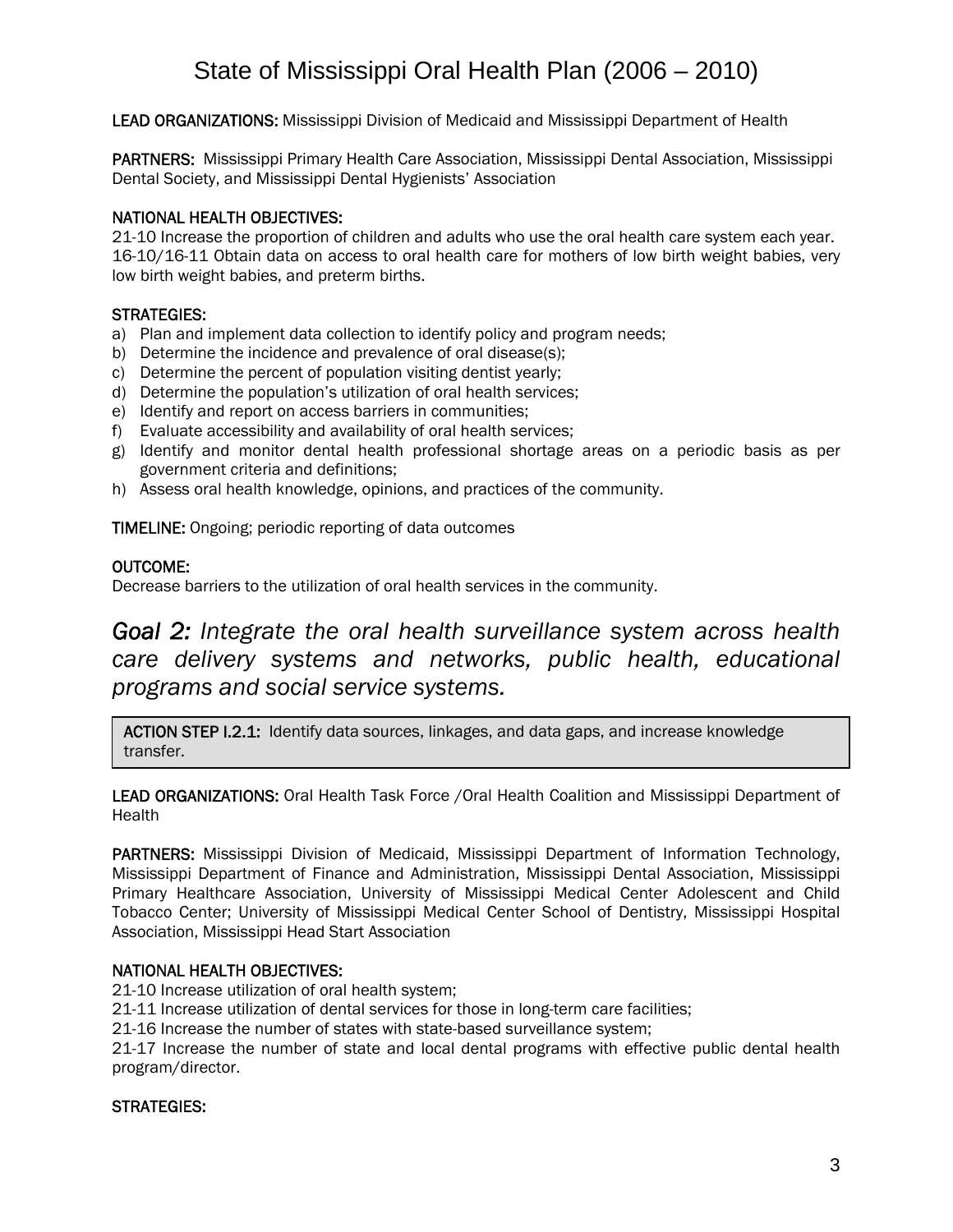**LEAD ORGANIZATIONS:** Mississippi Division of Medicaid and Mississippi Department of Health

**PARTNERS:** Mississippi Primary Health Care Association, Mississippi Dental Association, Mississippi Dental Society, and Mississippi Dental Hygienists' Association

**NATIONAL HEALTH OBJECTIVES:**
21-10 Increase the proportion of children and adults who use the oral health care system each year.
16-10/16-11 Obtain data on access to oral health care for mothers of low birth weight babies, very low birth weight babies, and preterm births.

**STRATEGIES:**

a) Plan and implement data collection to identify policy and program needs;
b) Determine the incidence and prevalence of oral disease(s);
c) Determine the percent of population visiting dentist yearly;
d) Determine the population's utilization of oral health services;
e) Identify and report on access barriers in communities;
f) Evaluate accessibility and availability of oral health services;
g) Identify and monitor dental health professional shortage areas on a periodic basis as per government criteria and definitions;
h) Assess oral health knowledge, opinions, and practices of the community.

**TIMELINE:** Ongoing; periodic reporting of data outcomes

**OUTCOME:**
Decrease barriers to the utilization of oral health services in the community.

## *Goal 2: Integrate the oral health surveillance system across health care delivery systems and networks, public health, educational programs and social service systems.*

**ACTION STEP I.2.1:** Identify data sources, linkages, and data gaps, and increase knowledge transfer.

**LEAD ORGANIZATIONS:** Oral Health Task Force /Oral Health Coalition and Mississippi Department of Health

**PARTNERS:** Mississippi Division of Medicaid, Mississippi Department of Information Technology, Mississippi Department of Finance and Administration, Mississippi Dental Association, Mississippi Primary Healthcare Association, University of Mississippi Medical Center Adolescent and Child Tobacco Center; University of Mississippi Medical Center School of Dentistry, Mississippi Hospital Association, Mississippi Head Start Association

**NATIONAL HEALTH OBJECTIVES:**
21-10 Increase utilization of oral health system;
21-11 Increase utilization of dental services for those in long-term care facilities;
21-16 Increase the number of states with state-based surveillance system;
21-17 Increase the number of state and local dental programs with effective public dental health program/director.

**STRATEGIES:**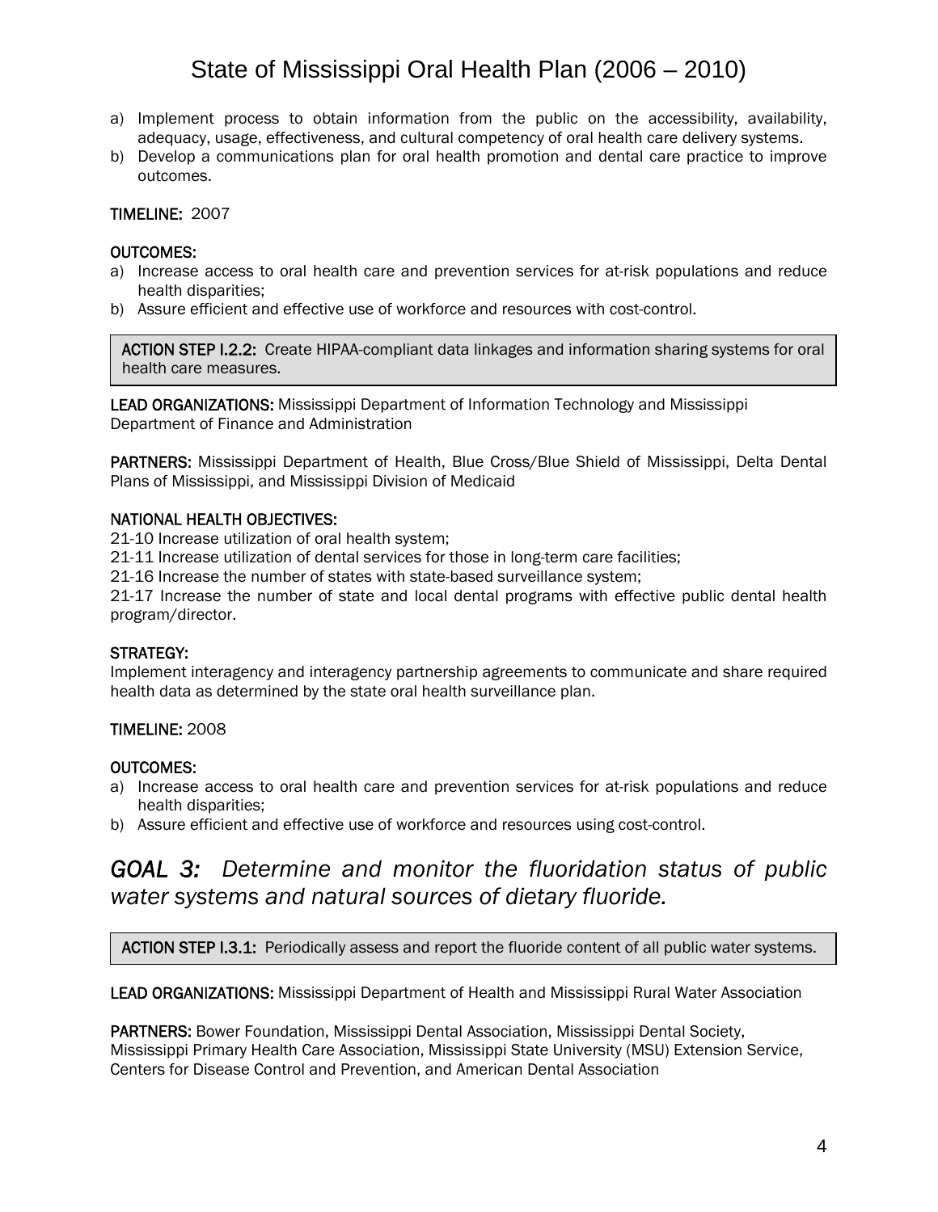a) Implement process to obtain information from the public on the accessibility, availability, adequacy, usage, effectiveness, and cultural competency of oral health care delivery systems.
b) Develop a communications plan for oral health promotion and dental care practice to improve outcomes.

**TIMELINE:** 2007

**OUTCOMES:**
a) Increase access to oral health care and prevention services for at-risk populations and reduce health disparities;
b) Assure efficient and effective use of workforce and resources with cost-control.

**ACTION STEP I.2.2:** Create HIPAA-compliant data linkages and information sharing systems for oral health care measures.

**LEAD ORGANIZATIONS:** Mississippi Department of Information Technology and Mississippi Department of Finance and Administration

**PARTNERS:** Mississippi Department of Health, Blue Cross/Blue Shield of Mississippi, Delta Dental Plans of Mississippi, and Mississippi Division of Medicaid

**NATIONAL HEALTH OBJECTIVES:**
21-10 Increase utilization of oral health system;
21-11 Increase utilization of dental services for those in long-term care facilities;
21-16 Increase the number of states with state-based surveillance system;
21-17 Increase the number of state and local dental programs with effective public dental health program/director.

**STRATEGY:**
Implement interagency and interagency partnership agreements to communicate and share required health data as determined by the state oral health surveillance plan.

**TIMELINE:** 2008

**OUTCOMES:**
a) Increase access to oral health care and prevention services for at-risk populations and reduce health disparities;
b) Assure efficient and effective use of workforce and resources using cost-control.

## *GOAL 3: Determine and monitor the fluoridation status of public water systems and natural sources of dietary fluoride.*

**ACTION STEP I.3.1:** Periodically assess and report the fluoride content of all public water systems.

**LEAD ORGANIZATIONS:** Mississippi Department of Health and Mississippi Rural Water Association

**PARTNERS:** Bower Foundation, Mississippi Dental Association, Mississippi Dental Society, Mississippi Primary Health Care Association, Mississippi State University (MSU) Extension Service, Centers for Disease Control and Prevention, and American Dental Association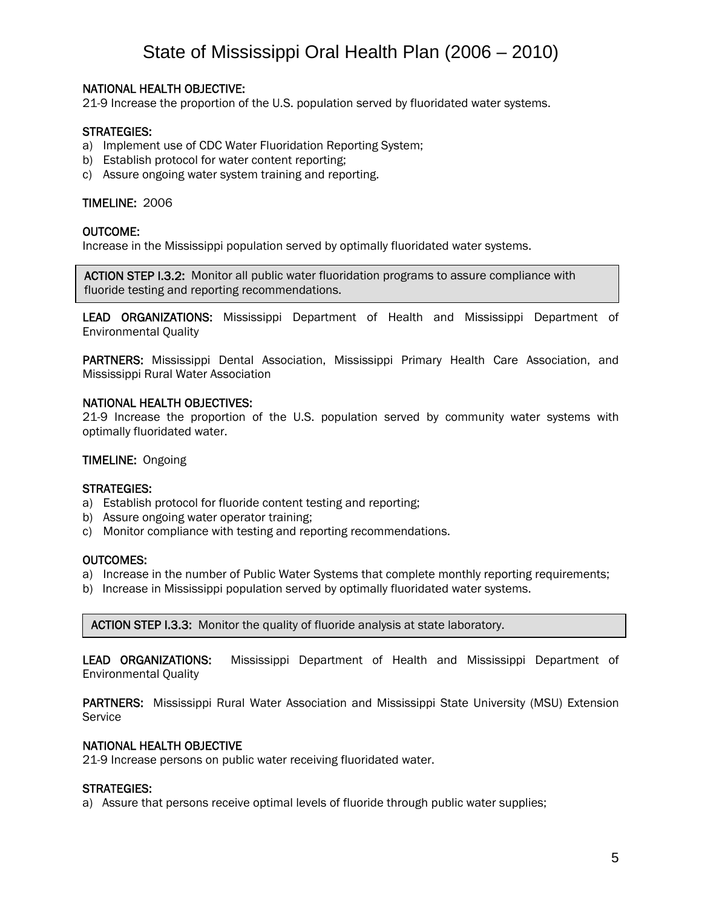**NATIONAL HEALTH OBJECTIVE:**
21-9 Increase the proportion of the U.S. population served by fluoridated water systems.

**STRATEGIES:**

a) Implement use of CDC Water Fluoridation Reporting System;
b) Establish protocol for water content reporting;
c) Assure ongoing water system training and reporting.

**TIMELINE:** 2006

**OUTCOME:**
Increase in the Mississippi population served by optimally fluoridated water systems.

**ACTION STEP I.3.2:** Monitor all public water fluoridation programs to assure compliance with fluoride testing and reporting recommendations.

**LEAD ORGANIZATIONS:** Mississippi Department of Health and Mississippi Department of Environmental Quality

**PARTNERS:** Mississippi Dental Association, Mississippi Primary Health Care Association, and Mississippi Rural Water Association

**NATIONAL HEALTH OBJECTIVES:**
21-9 Increase the proportion of the U.S. population served by community water systems with optimally fluoridated water.

**TIMELINE:** Ongoing

**STRATEGIES:**

a) Establish protocol for fluoride content testing and reporting;
b) Assure ongoing water operator training;
c) Monitor compliance with testing and reporting recommendations.

**OUTCOMES:**

a) Increase in the number of Public Water Systems that complete monthly reporting requirements;
b) Increase in Mississippi population served by optimally fluoridated water systems.

**ACTION STEP I.3.3:** Monitor the quality of fluoride analysis at state laboratory.

**LEAD ORGANIZATIONS:** Mississippi Department of Health and Mississippi Department of Environmental Quality

**PARTNERS:** Mississippi Rural Water Association and Mississippi State University (MSU) Extension Service

**NATIONAL HEALTH OBJECTIVE**
21-9 Increase persons on public water receiving fluoridated water.

**STRATEGIES:**

a) Assure that persons receive optimal levels of fluoride through public water supplies;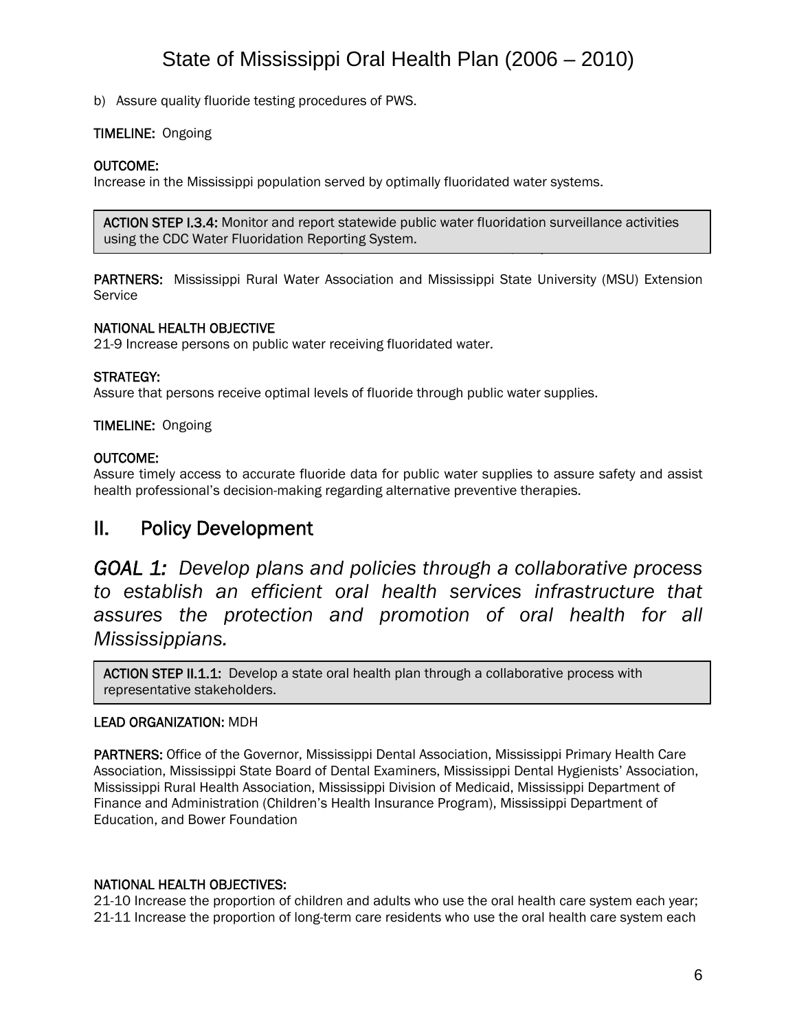b) Assure quality fluoride testing procedures of PWS.

**TIMELINE:** Ongoing

**OUTCOME:**
Increase in the Mississippi population served by optimally fluoridated water systems.

**ACTION STEP I.3.4:** Monitor and report statewide public water fluoridation surveillance activities using the CDC Water Fluoridation Reporting System.

**PARTNERS:** Mississippi Rural Water Association and Mississippi State University (MSU) Extension Service

**NATIONAL HEALTH OBJECTIVE**
21-9 Increase persons on public water receiving fluoridated water.

**STRATEGY:**
Assure that persons receive optimal levels of fluoride through public water supplies.

**TIMELINE:** Ongoing

**OUTCOME:**
Assure timely access to accurate fluoride data for public water supplies to assure safety and assist health professional's decision-making regarding alternative preventive therapies.

## II. Policy Development

### *GOAL 1: Develop plans and policies through a collaborative process to establish an efficient oral health services infrastructure that assures the protection and promotion of oral health for all Mississippians.*

**ACTION STEP II.1.1:** Develop a state oral health plan through a collaborative process with representative stakeholders.

**LEAD ORGANIZATION:** MDH

**PARTNERS:** Office of the Governor, Mississippi Dental Association, Mississippi Primary Health Care Association, Mississippi State Board of Dental Examiners, Mississippi Dental Hygienists' Association, Mississippi Rural Health Association, Mississippi Division of Medicaid, Mississippi Department of Finance and Administration (Children's Health Insurance Program), Mississippi Department of Education, and Bower Foundation

**NATIONAL HEALTH OBJECTIVES:**
21-10 Increase the proportion of children and adults who use the oral health care system each year;
21-11 Increase the proportion of long-term care residents who use the oral health care system each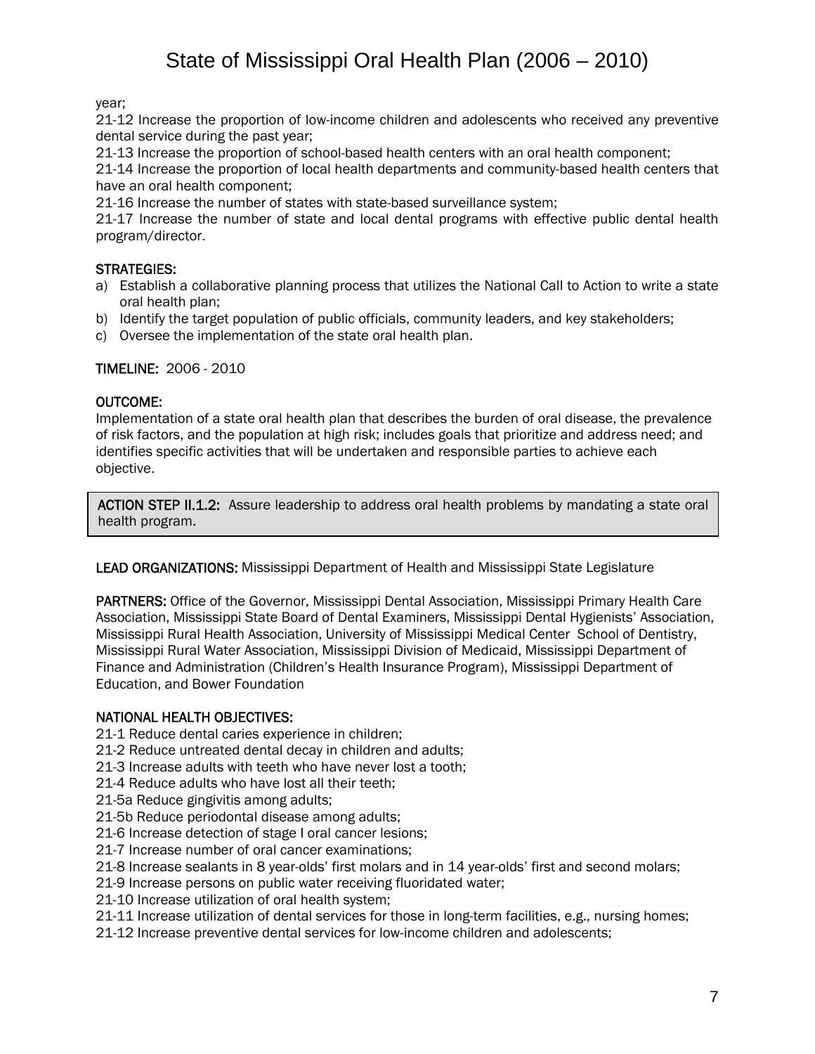year;
21-12 Increase the proportion of low-income children and adolescents who received any preventive dental service during the past year;
21-13 Increase the proportion of school-based health centers with an oral health component;
21-14 Increase the proportion of local health departments and community-based health centers that have an oral health component;
21-16 Increase the number of states with state-based surveillance system;
21-17 Increase the number of state and local dental programs with effective public dental health program/director.

**STRATEGIES:**

a) Establish a collaborative planning process that utilizes the National Call to Action to write a state oral health plan;
b) Identify the target population of public officials, community leaders, and key stakeholders;
c) Oversee the implementation of the state oral health plan.

**TIMELINE:** 2006 - 2010

**OUTCOME:**
Implementation of a state oral health plan that describes the burden of oral disease, the prevalence of risk factors, and the population at high risk; includes goals that prioritize and address need; and identifies specific activities that will be undertaken and responsible parties to achieve each objective.

**ACTION STEP II.1.2:** Assure leadership to address oral health problems by mandating a state oral health program.

**LEAD ORGANIZATIONS:** Mississippi Department of Health and Mississippi State Legislature

**PARTNERS:** Office of the Governor, Mississippi Dental Association, Mississippi Primary Health Care Association, Mississippi State Board of Dental Examiners, Mississippi Dental Hygienists' Association, Mississippi Rural Health Association, University of Mississippi Medical Center School of Dentistry, Mississippi Rural Water Association, Mississippi Division of Medicaid, Mississippi Department of Finance and Administration (Children's Health Insurance Program), Mississippi Department of Education, and Bower Foundation

**NATIONAL HEALTH OBJECTIVES:**
21-1 Reduce dental caries experience in children;
21-2 Reduce untreated dental decay in children and adults;
21-3 Increase adults with teeth who have never lost a tooth;
21-4 Reduce adults who have lost all their teeth;
21-5a Reduce gingivitis among adults;
21-5b Reduce periodontal disease among adults;
21-6 Increase detection of stage I oral cancer lesions;
21-7 Increase number of oral cancer examinations;
21-8 Increase sealants in 8 year-olds' first molars and in 14 year-olds' first and second molars;
21-9 Increase persons on public water receiving fluoridated water;
21-10 Increase utilization of oral health system;
21-11 Increase utilization of dental services for those in long-term facilities, e.g., nursing homes;
21-12 Increase preventive dental services for low-income children and adolescents;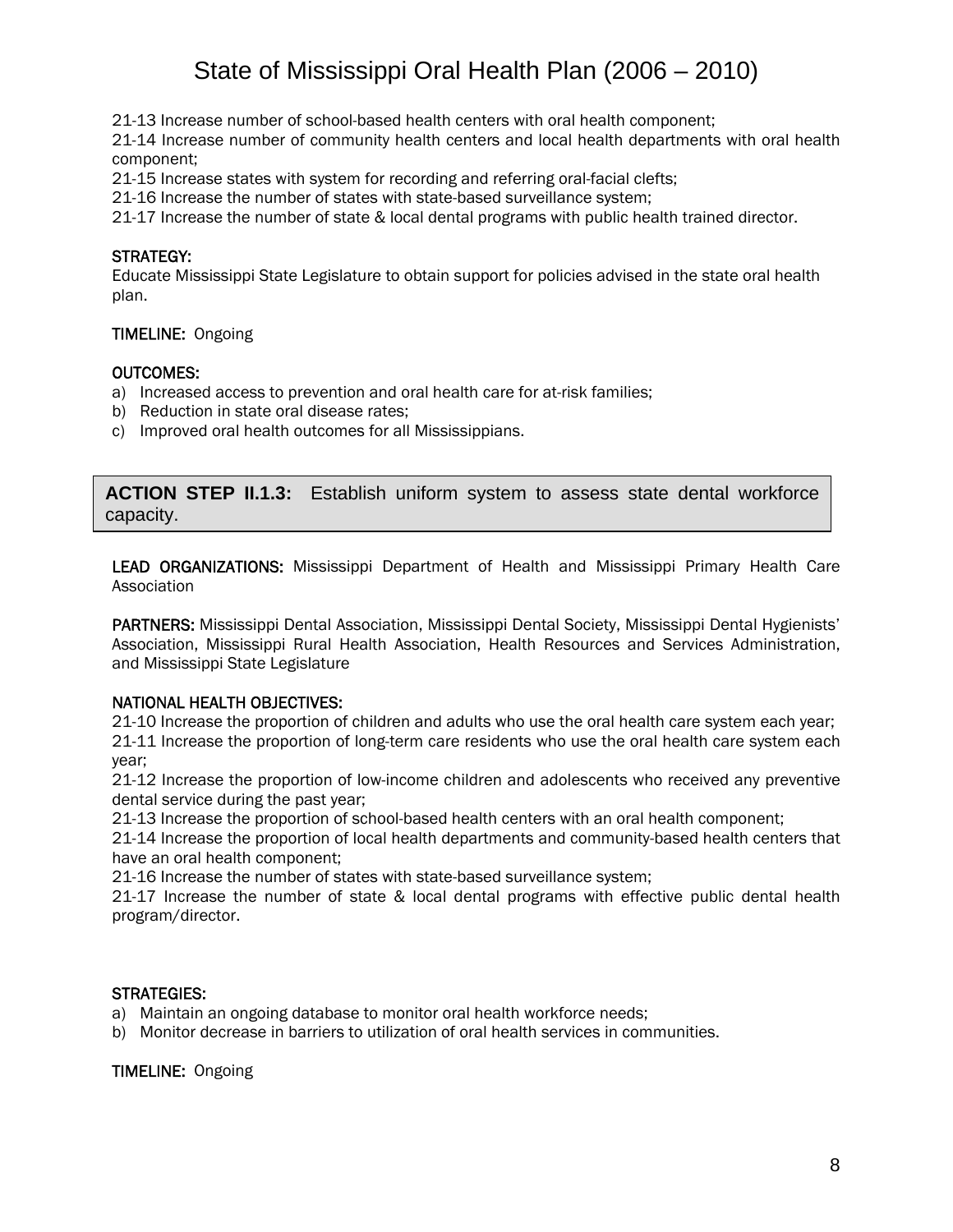21-13 Increase number of school-based health centers with oral health component;
21-14 Increase number of community health centers and local health departments with oral health component;
21-15 Increase states with system for recording and referring oral-facial clefts;
21-16 Increase the number of states with state-based surveillance system;
21-17 Increase the number of state & local dental programs with public health trained director.

**STRATEGY:**
Educate Mississippi State Legislature to obtain support for policies advised in the state oral health plan.

**TIMELINE:** Ongoing

**OUTCOMES:**

a) Increased access to prevention and oral health care for at-risk families;
b) Reduction in state oral disease rates;
c) Improved oral health outcomes for all Mississippians.

### ACTION STEP II.1.3: Establish uniform system to assess state dental workforce capacity.

**LEAD ORGANIZATIONS:** Mississippi Department of Health and Mississippi Primary Health Care Association

**PARTNERS:** Mississippi Dental Association, Mississippi Dental Society, Mississippi Dental Hygienists' Association, Mississippi Rural Health Association, Health Resources and Services Administration, and Mississippi State Legislature

**NATIONAL HEALTH OBJECTIVES:**
21-10 Increase the proportion of children and adults who use the oral health care system each year;
21-11 Increase the proportion of long-term care residents who use the oral health care system each year;
21-12 Increase the proportion of low-income children and adolescents who received any preventive dental service during the past year;
21-13 Increase the proportion of school-based health centers with an oral health component;
21-14 Increase the proportion of local health departments and community-based health centers that have an oral health component;
21-16 Increase the number of states with state-based surveillance system;
21-17 Increase the number of state & local dental programs with effective public dental health program/director.

**STRATEGIES:**

a) Maintain an ongoing database to monitor oral health workforce needs;
b) Monitor decrease in barriers to utilization of oral health services in communities.

**TIMELINE:** Ongoing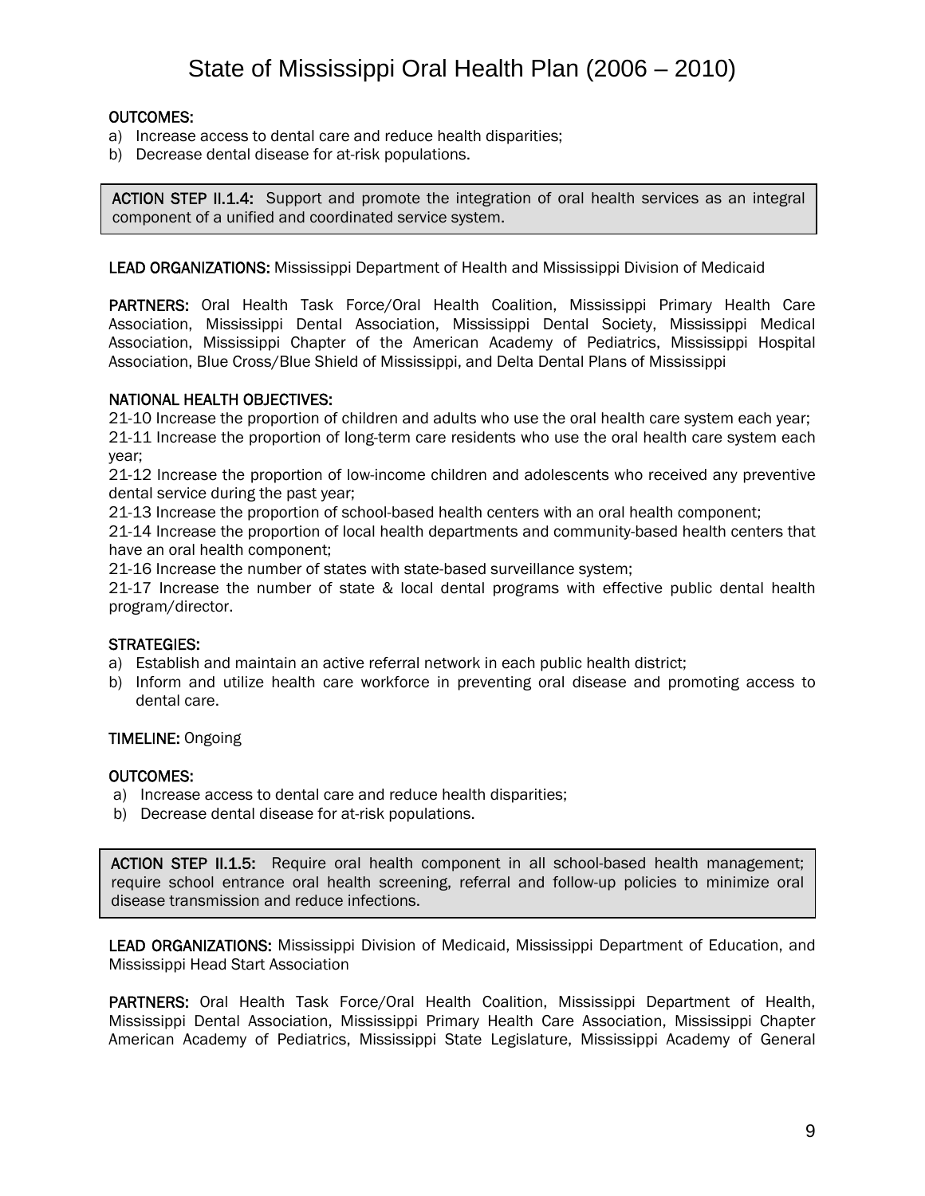**OUTCOMES:**

a) Increase access to dental care and reduce health disparities;
b) Decrease dental disease for at-risk populations.

> **ACTION STEP II.1.4:** Support and promote the integration of oral health services as an integral component of a unified and coordinated service system.

**LEAD ORGANIZATIONS:** Mississippi Department of Health and Mississippi Division of Medicaid

**PARTNERS:** Oral Health Task Force/Oral Health Coalition, Mississippi Primary Health Care Association, Mississippi Dental Association, Mississippi Dental Society, Mississippi Medical Association, Mississippi Chapter of the American Academy of Pediatrics, Mississippi Hospital Association, Blue Cross/Blue Shield of Mississippi, and Delta Dental Plans of Mississippi

**NATIONAL HEALTH OBJECTIVES:**

21-10 Increase the proportion of children and adults who use the oral health care system each year;
21-11 Increase the proportion of long-term care residents who use the oral health care system each year;
21-12 Increase the proportion of low-income children and adolescents who received any preventive dental service during the past year;
21-13 Increase the proportion of school-based health centers with an oral health component;
21-14 Increase the proportion of local health departments and community-based health centers that have an oral health component;
21-16 Increase the number of states with state-based surveillance system;
21-17 Increase the number of state & local dental programs with effective public dental health program/director.

**STRATEGIES:**

a) Establish and maintain an active referral network in each public health district;
b) Inform and utilize health care workforce in preventing oral disease and promoting access to dental care.

**TIMELINE:** Ongoing

**OUTCOMES:**

a) Increase access to dental care and reduce health disparities;
b) Decrease dental disease for at-risk populations.

> **ACTION STEP II.1.5:** Require oral health component in all school-based health management; require school entrance oral health screening, referral and follow-up policies to minimize oral disease transmission and reduce infections.

**LEAD ORGANIZATIONS:** Mississippi Division of Medicaid, Mississippi Department of Education, and Mississippi Head Start Association

**PARTNERS:** Oral Health Task Force/Oral Health Coalition, Mississippi Department of Health, Mississippi Dental Association, Mississippi Primary Health Care Association, Mississippi Chapter American Academy of Pediatrics, Mississippi State Legislature, Mississippi Academy of General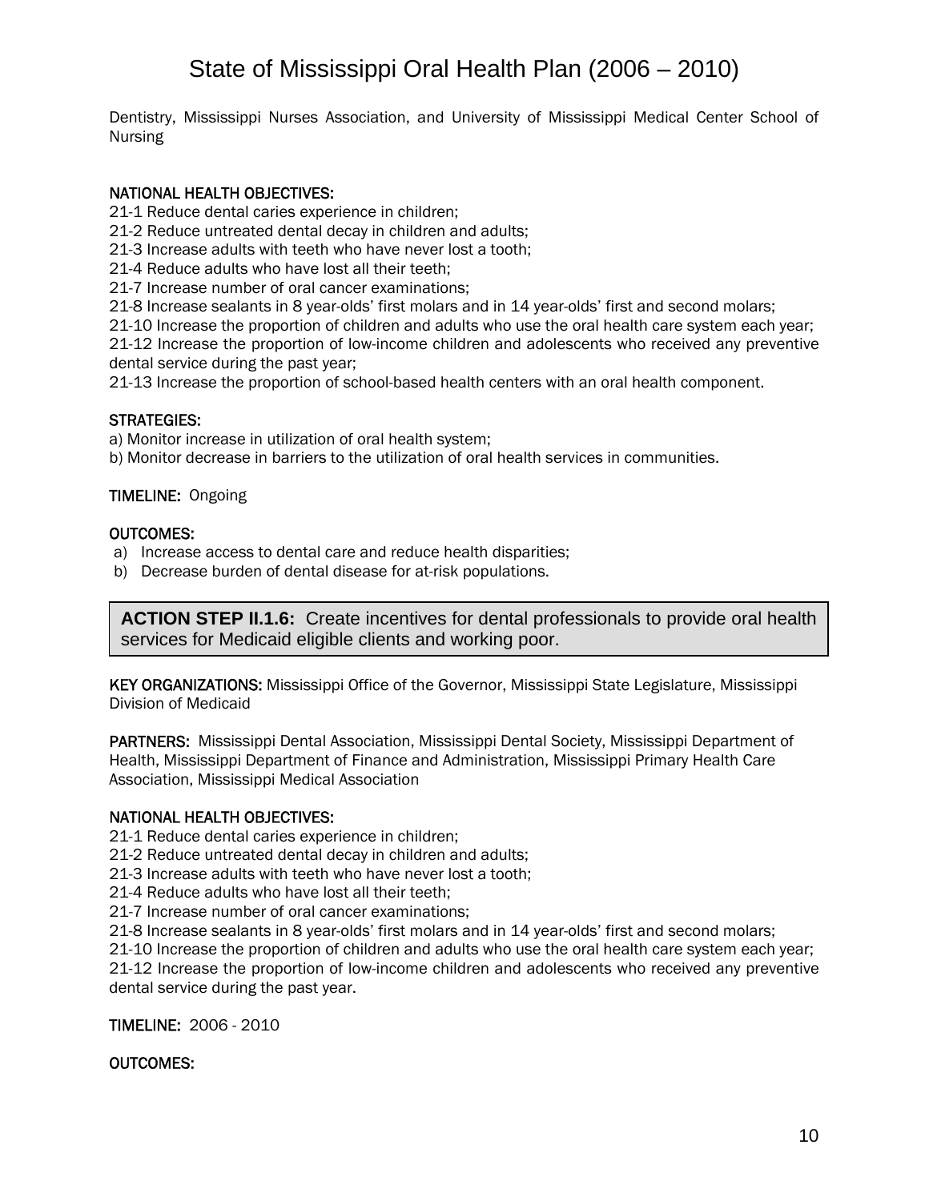Dentistry, Mississippi Nurses Association, and University of Mississippi Medical Center School of Nursing

**NATIONAL HEALTH OBJECTIVES:**

21-1 Reduce dental caries experience in children;
21-2 Reduce untreated dental decay in children and adults;
21-3 Increase adults with teeth who have never lost a tooth;
21-4 Reduce adults who have lost all their teeth;
21-7 Increase number of oral cancer examinations;
21-8 Increase sealants in 8 year-olds' first molars and in 14 year-olds' first and second molars;
21-10 Increase the proportion of children and adults who use the oral health care system each year;
21-12 Increase the proportion of low-income children and adolescents who received any preventive dental service during the past year;
21-13 Increase the proportion of school-based health centers with an oral health component.

**STRATEGIES:**

a) Monitor increase in utilization of oral health system;
b) Monitor decrease in barriers to the utilization of oral health services in communities.

**TIMELINE:** Ongoing

**OUTCOMES:**

a) Increase access to dental care and reduce health disparities;
b) Decrease burden of dental disease for at-risk populations.

**ACTION STEP II.1.6:** Create incentives for dental professionals to provide oral health services for Medicaid eligible clients and working poor.

**KEY ORGANIZATIONS:** Mississippi Office of the Governor, Mississippi State Legislature, Mississippi Division of Medicaid

**PARTNERS:** Mississippi Dental Association, Mississippi Dental Society, Mississippi Department of Health, Mississippi Department of Finance and Administration, Mississippi Primary Health Care Association, Mississippi Medical Association

**NATIONAL HEALTH OBJECTIVES:**

21-1 Reduce dental caries experience in children;
21-2 Reduce untreated dental decay in children and adults;
21-3 Increase adults with teeth who have never lost a tooth;
21-4 Reduce adults who have lost all their teeth;
21-7 Increase number of oral cancer examinations;
21-8 Increase sealants in 8 year-olds' first molars and in 14 year-olds' first and second molars;
21-10 Increase the proportion of children and adults who use the oral health care system each year;
21-12 Increase the proportion of low-income children and adolescents who received any preventive dental service during the past year.

**TIMELINE:** 2006 - 2010

**OUTCOMES:**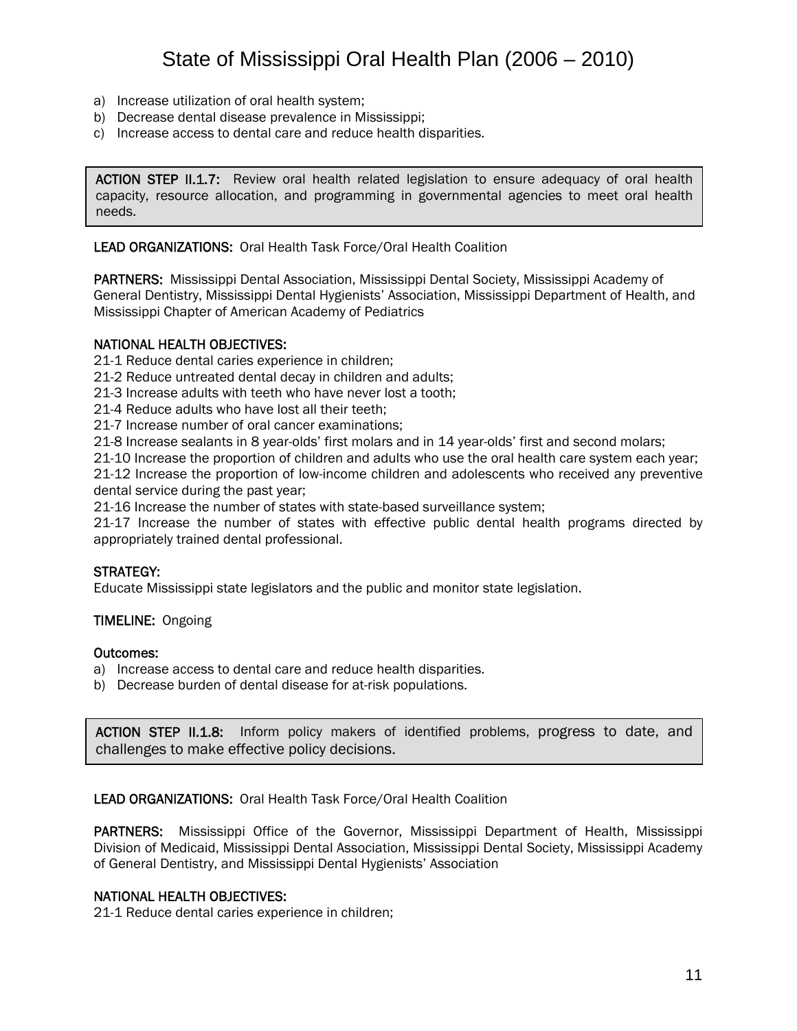a) Increase utilization of oral health system;
b) Decrease dental disease prevalence in Mississippi;
c) Increase access to dental care and reduce health disparities.

**ACTION STEP II.1.7:** Review oral health related legislation to ensure adequacy of oral health capacity, resource allocation, and programming in governmental agencies to meet oral health needs.

**LEAD ORGANIZATIONS:** Oral Health Task Force/Oral Health Coalition

**PARTNERS:** Mississippi Dental Association, Mississippi Dental Society, Mississippi Academy of General Dentistry, Mississippi Dental Hygienists' Association, Mississippi Department of Health, and Mississippi Chapter of American Academy of Pediatrics

**NATIONAL HEALTH OBJECTIVES:**

21-1 Reduce dental caries experience in children;
21-2 Reduce untreated dental decay in children and adults;
21-3 Increase adults with teeth who have never lost a tooth;
21-4 Reduce adults who have lost all their teeth;
21-7 Increase number of oral cancer examinations;
21-8 Increase sealants in 8 year-olds' first molars and in 14 year-olds' first and second molars;
21-10 Increase the proportion of children and adults who use the oral health care system each year;
21-12 Increase the proportion of low-income children and adolescents who received any preventive dental service during the past year;
21-16 Increase the number of states with state-based surveillance system;
21-17 Increase the number of states with effective public dental health programs directed by appropriately trained dental professional.

**STRATEGY:**

Educate Mississippi state legislators and the public and monitor state legislation.

**TIMELINE:** Ongoing

**Outcomes:**

a) Increase access to dental care and reduce health disparities.
b) Decrease burden of dental disease for at-risk populations.

**ACTION STEP II.1.8:** Inform policy makers of identified problems, progress to date, and challenges to make effective policy decisions.

**LEAD ORGANIZATIONS:** Oral Health Task Force/Oral Health Coalition

**PARTNERS:** Mississippi Office of the Governor, Mississippi Department of Health, Mississippi Division of Medicaid, Mississippi Dental Association, Mississippi Dental Society, Mississippi Academy of General Dentistry, and Mississippi Dental Hygienists' Association

**NATIONAL HEALTH OBJECTIVES:**

21-1 Reduce dental caries experience in children;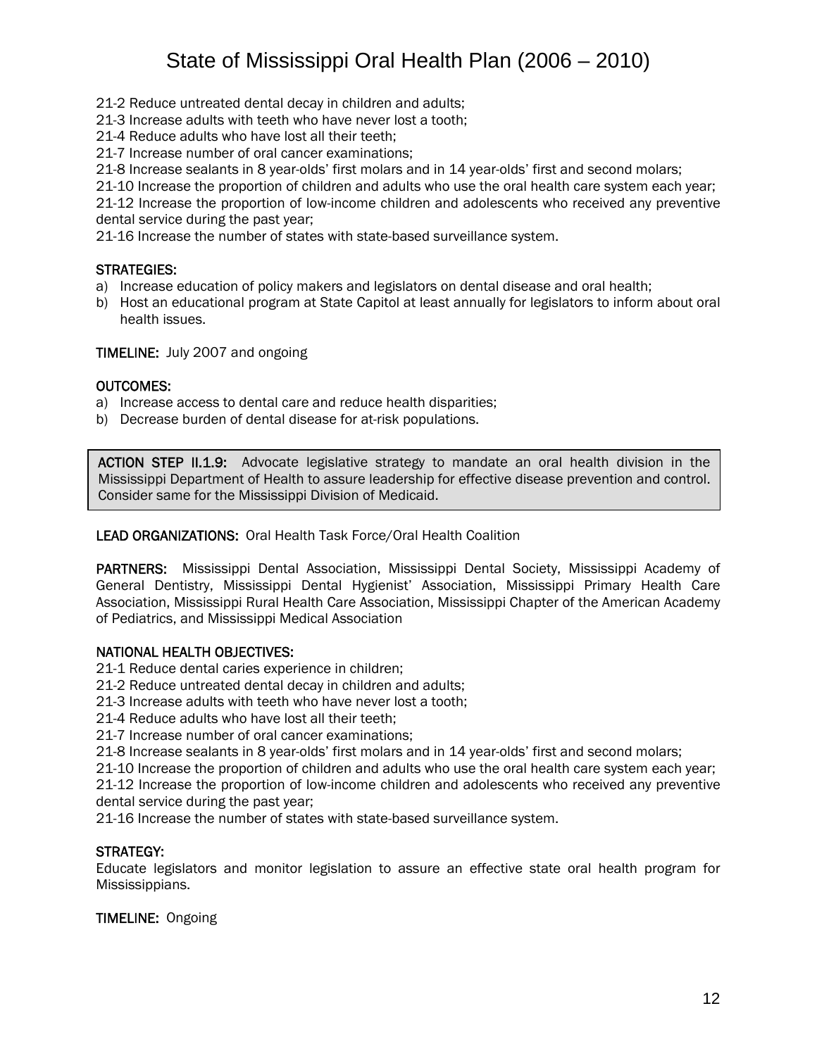21-2 Reduce untreated dental decay in children and adults;
21-3 Increase adults with teeth who have never lost a tooth;
21-4 Reduce adults who have lost all their teeth;
21-7 Increase number of oral cancer examinations;
21-8 Increase sealants in 8 year-olds' first molars and in 14 year-olds' first and second molars;
21-10 Increase the proportion of children and adults who use the oral health care system each year;
21-12 Increase the proportion of low-income children and adolescents who received any preventive dental service during the past year;
21-16 Increase the number of states with state-based surveillance system.

**STRATEGIES:**

a) Increase education of policy makers and legislators on dental disease and oral health;
b) Host an educational program at State Capitol at least annually for legislators to inform about oral health issues.

**TIMELINE:** July 2007 and ongoing

**OUTCOMES:**

a) Increase access to dental care and reduce health disparities;
b) Decrease burden of dental disease for at-risk populations.

**ACTION STEP II.1.9:** Advocate legislative strategy to mandate an oral health division in the Mississippi Department of Health to assure leadership for effective disease prevention and control. Consider same for the Mississippi Division of Medicaid.

**LEAD ORGANIZATIONS:** Oral Health Task Force/Oral Health Coalition

**PARTNERS:** Mississippi Dental Association, Mississippi Dental Society, Mississippi Academy of General Dentistry, Mississippi Dental Hygienist' Association, Mississippi Primary Health Care Association, Mississippi Rural Health Care Association, Mississippi Chapter of the American Academy of Pediatrics, and Mississippi Medical Association

**NATIONAL HEALTH OBJECTIVES:**

21-1 Reduce dental caries experience in children;
21-2 Reduce untreated dental decay in children and adults;
21-3 Increase adults with teeth who have never lost a tooth;
21-4 Reduce adults who have lost all their teeth;
21-7 Increase number of oral cancer examinations;
21-8 Increase sealants in 8 year-olds' first molars and in 14 year-olds' first and second molars;
21-10 Increase the proportion of children and adults who use the oral health care system each year;
21-12 Increase the proportion of low-income children and adolescents who received any preventive dental service during the past year;
21-16 Increase the number of states with state-based surveillance system.

**STRATEGY:**

Educate legislators and monitor legislation to assure an effective state oral health program for Mississippians.

**TIMELINE:** Ongoing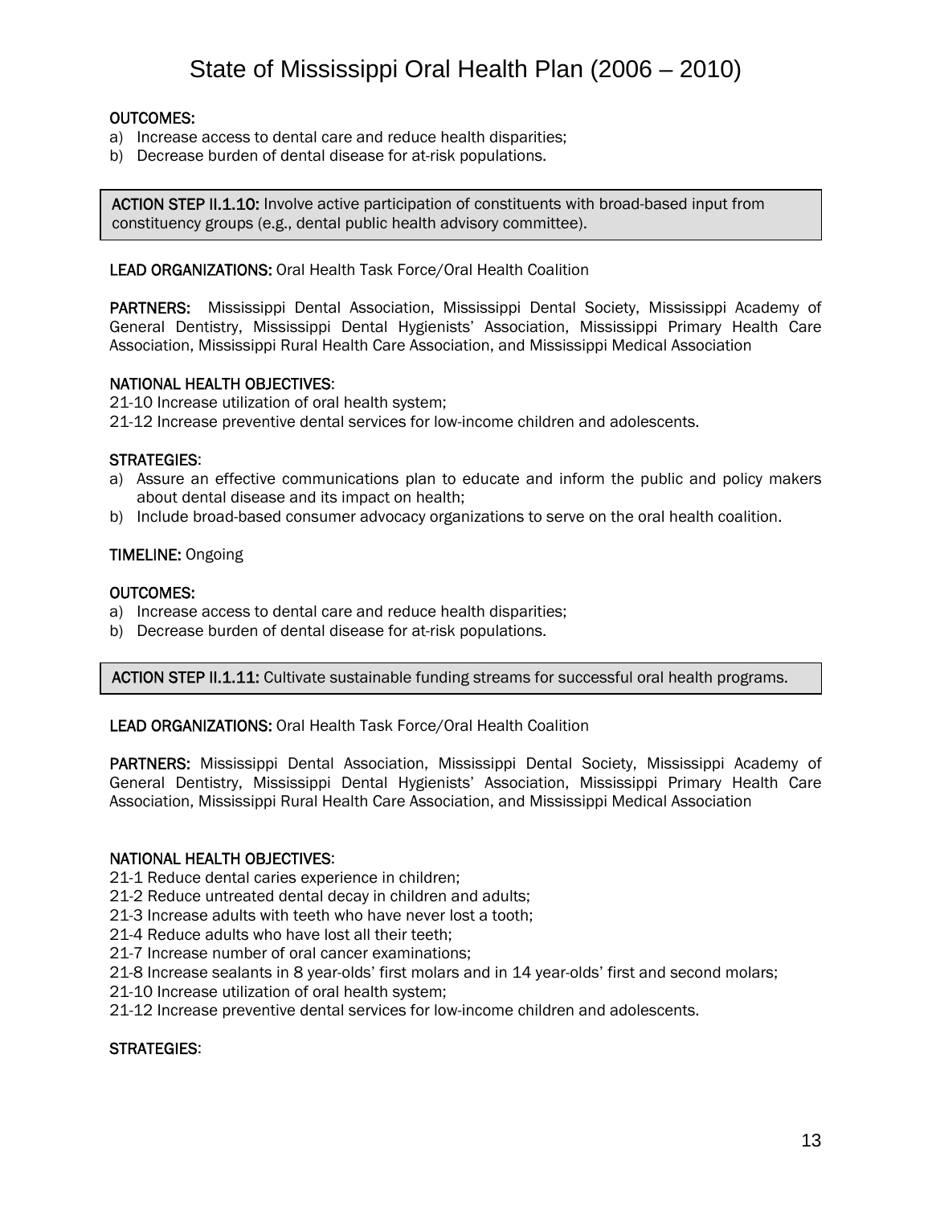**OUTCOMES:**

a) Increase access to dental care and reduce health disparities;
b) Decrease burden of dental disease for at-risk populations.

**ACTION STEP II.1.10:** Involve active participation of constituents with broad-based input from constituency groups (e.g., dental public health advisory committee).

**LEAD ORGANIZATIONS:** Oral Health Task Force/Oral Health Coalition

**PARTNERS:** Mississippi Dental Association, Mississippi Dental Society, Mississippi Academy of General Dentistry, Mississippi Dental Hygienists' Association, Mississippi Primary Health Care Association, Mississippi Rural Health Care Association, and Mississippi Medical Association

**NATIONAL HEALTH OBJECTIVES**:

21-10 Increase utilization of oral health system;
21-12 Increase preventive dental services for low-income children and adolescents.

**STRATEGIES**:

a) Assure an effective communications plan to educate and inform the public and policy makers about dental disease and its impact on health;
b) Include broad-based consumer advocacy organizations to serve on the oral health coalition.

**TIMELINE:** Ongoing

**OUTCOMES:**

a) Increase access to dental care and reduce health disparities;
b) Decrease burden of dental disease for at-risk populations.

**ACTION STEP II.1.11:** Cultivate sustainable funding streams for successful oral health programs.

**LEAD ORGANIZATIONS:** Oral Health Task Force/Oral Health Coalition

**PARTNERS:** Mississippi Dental Association, Mississippi Dental Society, Mississippi Academy of General Dentistry, Mississippi Dental Hygienists' Association, Mississippi Primary Health Care Association, Mississippi Rural Health Care Association, and Mississippi Medical Association

**NATIONAL HEALTH OBJECTIVES**:

21-1 Reduce dental caries experience in children;
21-2 Reduce untreated dental decay in children and adults;
21-3 Increase adults with teeth who have never lost a tooth;
21-4 Reduce adults who have lost all their teeth;
21-7 Increase number of oral cancer examinations;
21-8 Increase sealants in 8 year-olds' first molars and in 14 year-olds' first and second molars;
21-10 Increase utilization of oral health system;
21-12 Increase preventive dental services for low-income children and adolescents.

**STRATEGIES**: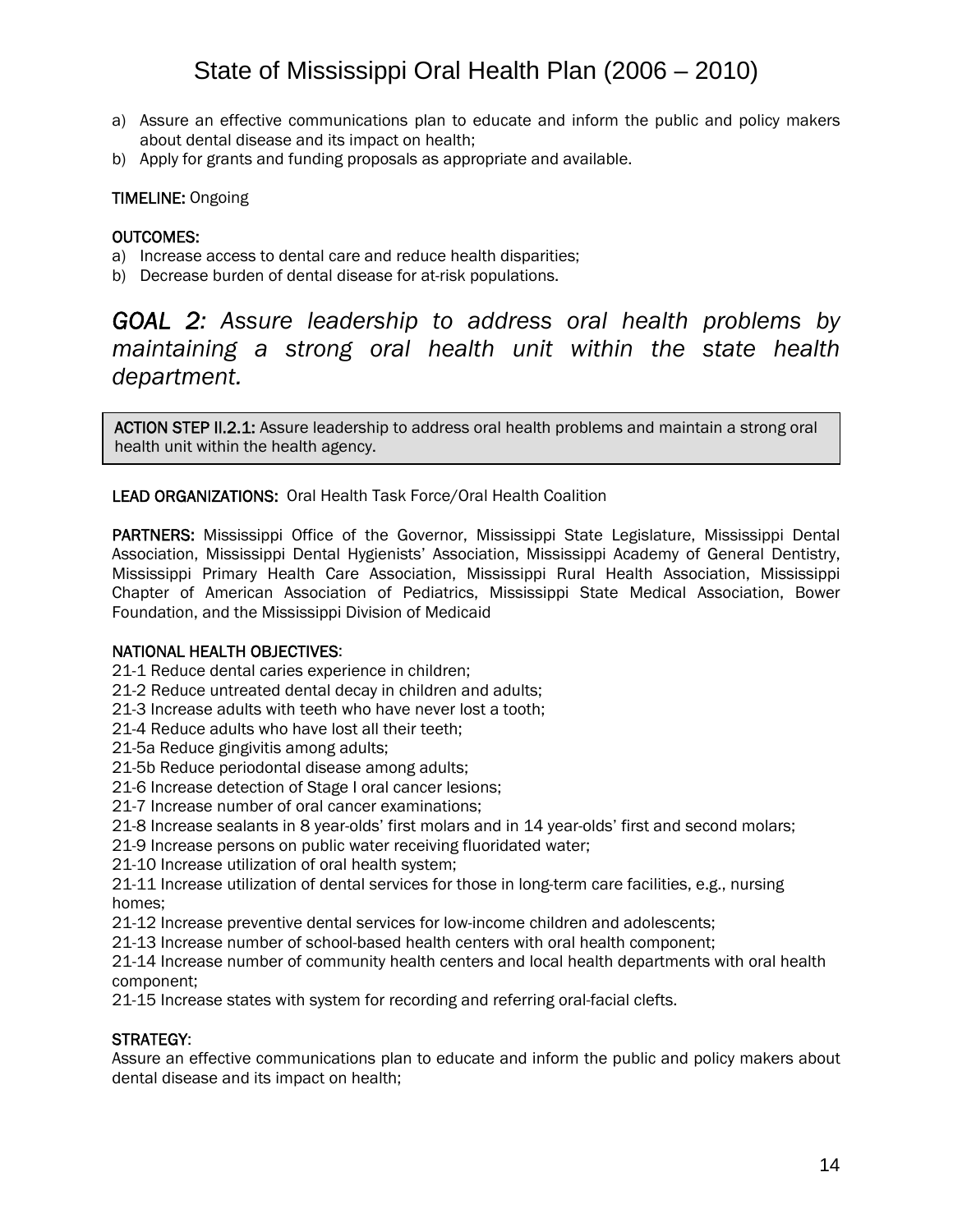a) Assure an effective communications plan to educate and inform the public and policy makers about dental disease and its impact on health;
b) Apply for grants and funding proposals as appropriate and available.

**TIMELINE:** Ongoing

**OUTCOMES:**

a) Increase access to dental care and reduce health disparities;
b) Decrease burden of dental disease for at-risk populations.

## *GOAL 2: Assure leadership to address oral health problems by maintaining a strong oral health unit within the state health department.*

**ACTION STEP II.2.1:** Assure leadership to address oral health problems and maintain a strong oral health unit within the health agency.

**LEAD ORGANIZATIONS:** Oral Health Task Force/Oral Health Coalition

**PARTNERS:** Mississippi Office of the Governor, Mississippi State Legislature, Mississippi Dental Association, Mississippi Dental Hygienists' Association, Mississippi Academy of General Dentistry, Mississippi Primary Health Care Association, Mississippi Rural Health Association, Mississippi Chapter of American Association of Pediatrics, Mississippi State Medical Association, Bower Foundation, and the Mississippi Division of Medicaid

**NATIONAL HEALTH OBJECTIVES**:

21-1 Reduce dental caries experience in children;
21-2 Reduce untreated dental decay in children and adults;
21-3 Increase adults with teeth who have never lost a tooth;
21-4 Reduce adults who have lost all their teeth;
21-5a Reduce gingivitis among adults;
21-5b Reduce periodontal disease among adults;
21-6 Increase detection of Stage I oral cancer lesions;
21-7 Increase number of oral cancer examinations;
21-8 Increase sealants in 8 year-olds' first molars and in 14 year-olds' first and second molars;
21-9 Increase persons on public water receiving fluoridated water;
21-10 Increase utilization of oral health system;
21-11 Increase utilization of dental services for those in long-term care facilities, e.g., nursing homes;
21-12 Increase preventive dental services for low-income children and adolescents;
21-13 Increase number of school-based health centers with oral health component;
21-14 Increase number of community health centers and local health departments with oral health component;
21-15 Increase states with system for recording and referring oral-facial clefts.

**STRATEGY**:

Assure an effective communications plan to educate and inform the public and policy makers about dental disease and its impact on health;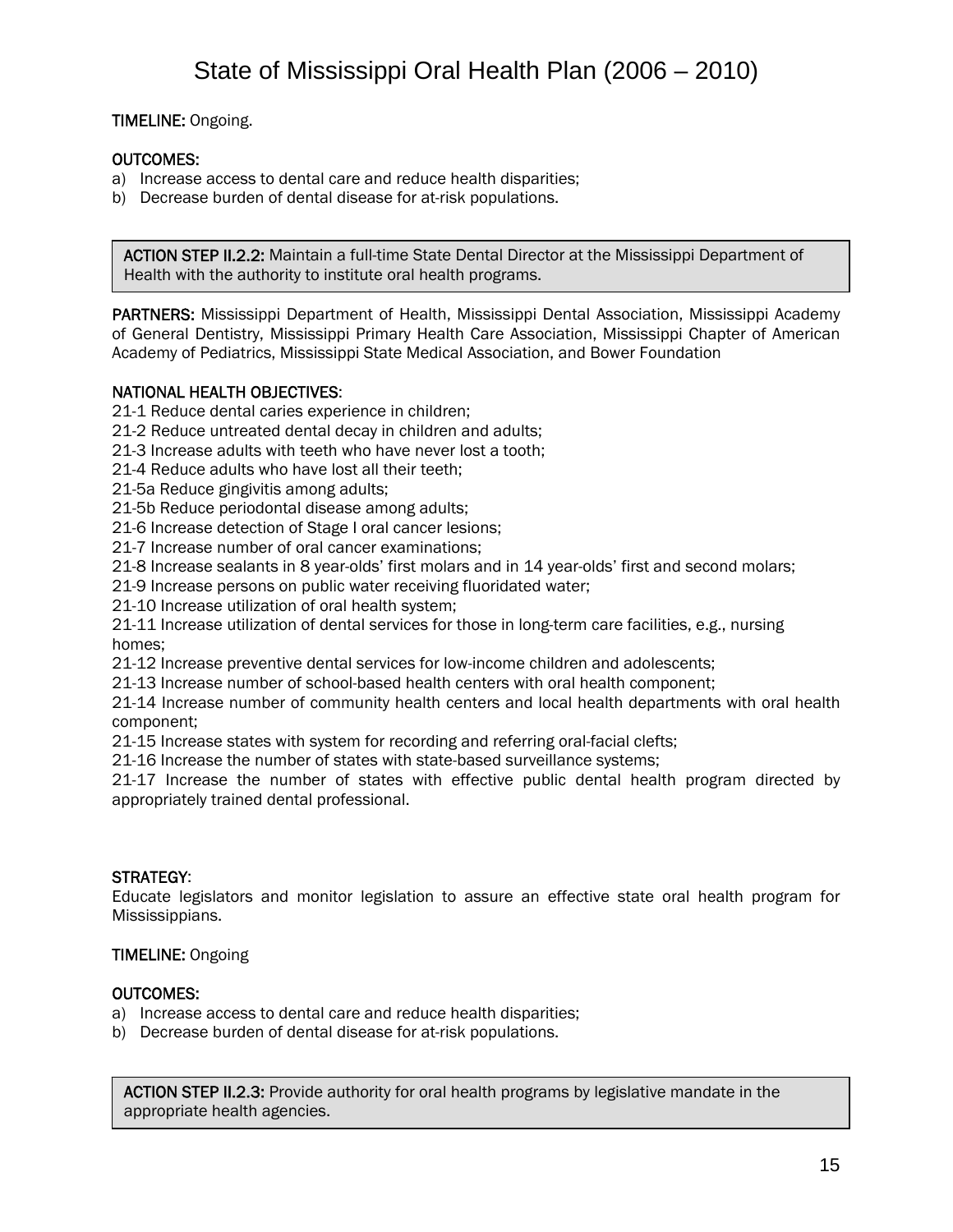**TIMELINE:** Ongoing.

**OUTCOMES:**

a) Increase access to dental care and reduce health disparities;
b) Decrease burden of dental disease for at-risk populations.

**ACTION STEP II.2.2:** Maintain a full-time State Dental Director at the Mississippi Department of Health with the authority to institute oral health programs.

**PARTNERS:** Mississippi Department of Health, Mississippi Dental Association, Mississippi Academy of General Dentistry, Mississippi Primary Health Care Association, Mississippi Chapter of American Academy of Pediatrics, Mississippi State Medical Association, and Bower Foundation

**NATIONAL HEALTH OBJECTIVES**:

21-1 Reduce dental caries experience in children;
21-2 Reduce untreated dental decay in children and adults;
21-3 Increase adults with teeth who have never lost a tooth;
21-4 Reduce adults who have lost all their teeth;
21-5a Reduce gingivitis among adults;
21-5b Reduce periodontal disease among adults;
21-6 Increase detection of Stage I oral cancer lesions;
21-7 Increase number of oral cancer examinations;
21-8 Increase sealants in 8 year-olds' first molars and in 14 year-olds' first and second molars;
21-9 Increase persons on public water receiving fluoridated water;
21-10 Increase utilization of oral health system;
21-11 Increase utilization of dental services for those in long-term care facilities, e.g., nursing homes;
21-12 Increase preventive dental services for low-income children and adolescents;
21-13 Increase number of school-based health centers with oral health component;
21-14 Increase number of community health centers and local health departments with oral health component;
21-15 Increase states with system for recording and referring oral-facial clefts;
21-16 Increase the number of states with state-based surveillance systems;
21-17 Increase the number of states with effective public dental health program directed by appropriately trained dental professional.

**STRATEGY**:
Educate legislators and monitor legislation to assure an effective state oral health program for Mississippians.

**TIMELINE:** Ongoing

**OUTCOMES:**

a) Increase access to dental care and reduce health disparities;
b) Decrease burden of dental disease for at-risk populations.

**ACTION STEP II.2.3:** Provide authority for oral health programs by legislative mandate in the appropriate health agencies.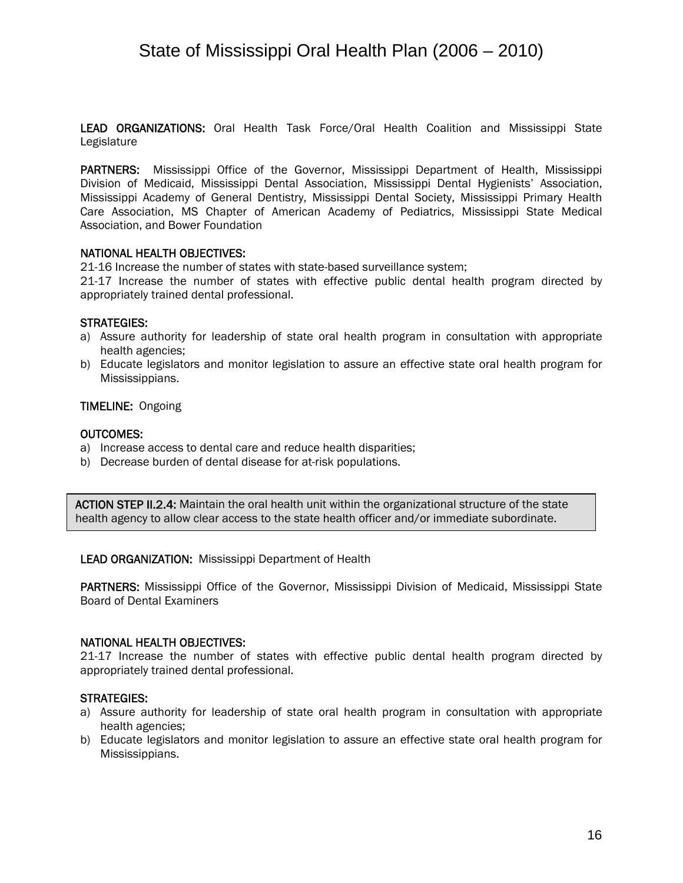**LEAD ORGANIZATIONS:** Oral Health Task Force/Oral Health Coalition and Mississippi State Legislature

**PARTNERS:** Mississippi Office of the Governor, Mississippi Department of Health, Mississippi Division of Medicaid, Mississippi Dental Association, Mississippi Dental Hygienists' Association, Mississippi Academy of General Dentistry, Mississippi Dental Society, Mississippi Primary Health Care Association, MS Chapter of American Academy of Pediatrics, Mississippi State Medical Association, and Bower Foundation

**NATIONAL HEALTH OBJECTIVES:**
21-16 Increase the number of states with state-based surveillance system;
21-17 Increase the number of states with effective public dental health program directed by appropriately trained dental professional.

**STRATEGIES:**
a) Assure authority for leadership of state oral health program in consultation with appropriate health agencies;
b) Educate legislators and monitor legislation to assure an effective state oral health program for Mississippians.

**TIMELINE:** Ongoing

**OUTCOMES:**
a) Increase access to dental care and reduce health disparities;
b) Decrease burden of dental disease for at-risk populations.

**ACTION STEP II.2.4:** Maintain the oral health unit within the organizational structure of the state health agency to allow clear access to the state health officer and/or immediate subordinate.

**LEAD ORGANIZATION:** Mississippi Department of Health

**PARTNERS:** Mississippi Office of the Governor, Mississippi Division of Medicaid, Mississippi State Board of Dental Examiners

**NATIONAL HEALTH OBJECTIVES:**
21-17 Increase the number of states with effective public dental health program directed by appropriately trained dental professional.

**STRATEGIES:**
a) Assure authority for leadership of state oral health program in consultation with appropriate health agencies;
b) Educate legislators and monitor legislation to assure an effective state oral health program for Mississippians.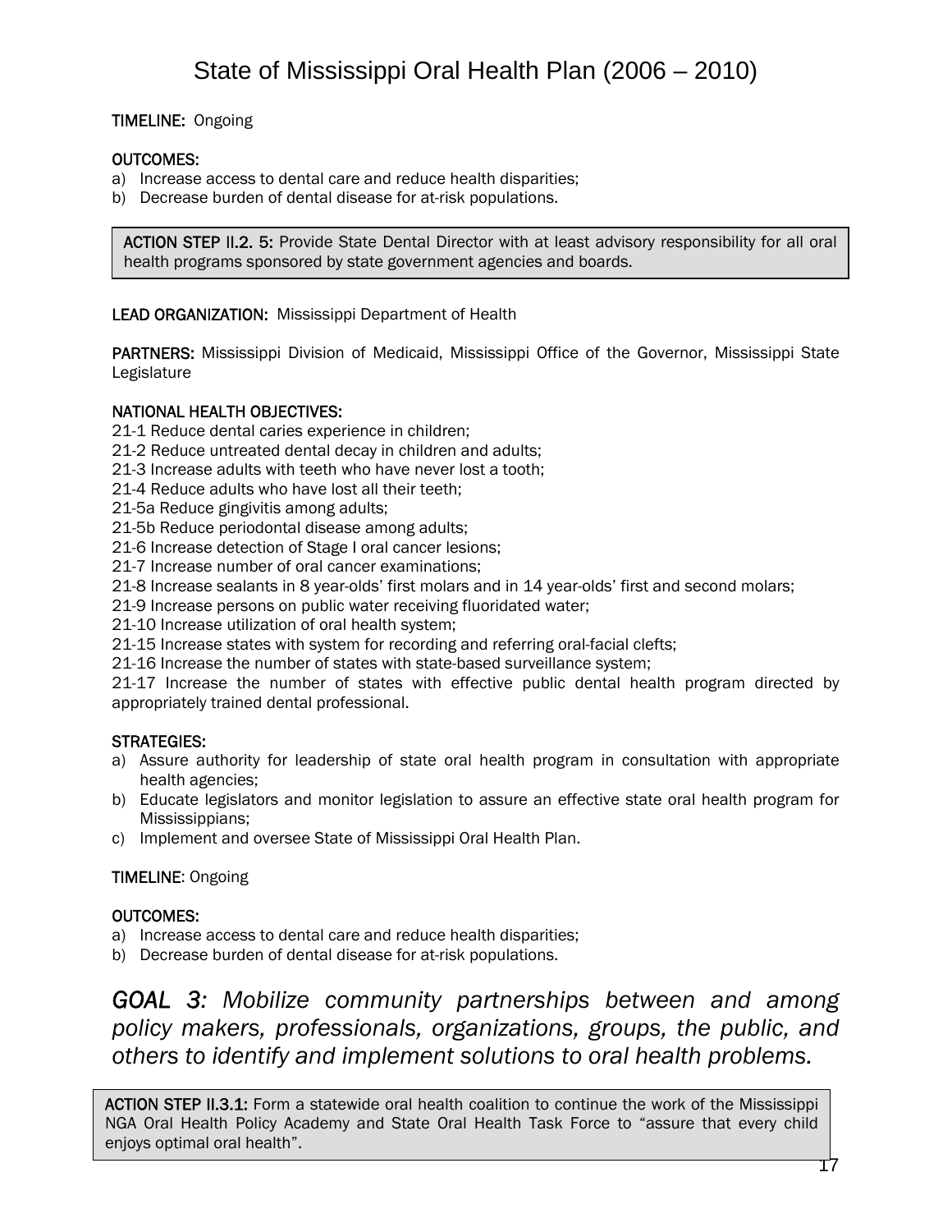**TIMELINE:** Ongoing

**OUTCOMES:**

a) Increase access to dental care and reduce health disparities;
b) Decrease burden of dental disease for at-risk populations.

**ACTION STEP II.2. 5:** Provide State Dental Director with at least advisory responsibility for all oral health programs sponsored by state government agencies and boards.

**LEAD ORGANIZATION:** Mississippi Department of Health

**PARTNERS:** Mississippi Division of Medicaid, Mississippi Office of the Governor, Mississippi State Legislature

**NATIONAL HEALTH OBJECTIVES:**

21-1 Reduce dental caries experience in children;
21-2 Reduce untreated dental decay in children and adults;
21-3 Increase adults with teeth who have never lost a tooth;
21-4 Reduce adults who have lost all their teeth;
21-5a Reduce gingivitis among adults;
21-5b Reduce periodontal disease among adults;
21-6 Increase detection of Stage I oral cancer lesions;
21-7 Increase number of oral cancer examinations;
21-8 Increase sealants in 8 year-olds' first molars and in 14 year-olds' first and second molars;
21-9 Increase persons on public water receiving fluoridated water;
21-10 Increase utilization of oral health system;
21-15 Increase states with system for recording and referring oral-facial clefts;
21-16 Increase the number of states with state-based surveillance system;
21-17 Increase the number of states with effective public dental health program directed by appropriately trained dental professional.

**STRATEGIES:**

a) Assure authority for leadership of state oral health program in consultation with appropriate health agencies;
b) Educate legislators and monitor legislation to assure an effective state oral health program for Mississippians;
c) Implement and oversee State of Mississippi Oral Health Plan.

**TIMELINE:** Ongoing

**OUTCOMES:**

a) Increase access to dental care and reduce health disparities;
b) Decrease burden of dental disease for at-risk populations.

## *GOAL 3: Mobilize community partnerships between and among policy makers, professionals, organizations, groups, the public, and others to identify and implement solutions to oral health problems.*

**ACTION STEP II.3.1:** Form a statewide oral health coalition to continue the work of the Mississippi NGA Oral Health Policy Academy and State Oral Health Task Force to "assure that every child enjoys optimal oral health".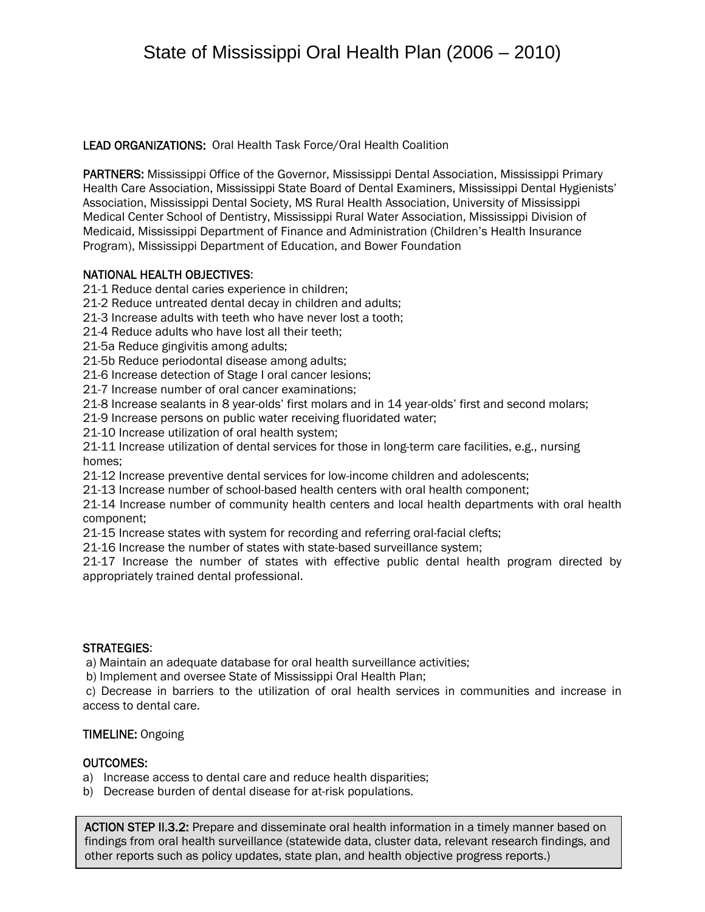# State of Mississippi Oral Health Plan (2006 – 2010)

**LEAD ORGANIZATIONS:** Oral Health Task Force/Oral Health Coalition

**PARTNERS:** Mississippi Office of the Governor, Mississippi Dental Association, Mississippi Primary Health Care Association, Mississippi State Board of Dental Examiners, Mississippi Dental Hygienists' Association, Mississippi Dental Society, MS Rural Health Association, University of Mississippi Medical Center School of Dentistry, Mississippi Rural Water Association, Mississippi Division of Medicaid, Mississippi Department of Finance and Administration (Children's Health Insurance Program), Mississippi Department of Education, and Bower Foundation

**NATIONAL HEALTH OBJECTIVES**:

21-1 Reduce dental caries experience in children;
21-2 Reduce untreated dental decay in children and adults;
21-3 Increase adults with teeth who have never lost a tooth;
21-4 Reduce adults who have lost all their teeth;
21-5a Reduce gingivitis among adults;
21-5b Reduce periodontal disease among adults;
21-6 Increase detection of Stage I oral cancer lesions;
21-7 Increase number of oral cancer examinations;
21-8 Increase sealants in 8 year-olds' first molars and in 14 year-olds' first and second molars;
21-9 Increase persons on public water receiving fluoridated water;
21-10 Increase utilization of oral health system;
21-11 Increase utilization of dental services for those in long-term care facilities, e.g., nursing homes;
21-12 Increase preventive dental services for low-income children and adolescents;
21-13 Increase number of school-based health centers with oral health component;
21-14 Increase number of community health centers and local health departments with oral health component;
21-15 Increase states with system for recording and referring oral-facial clefts;
21-16 Increase the number of states with state-based surveillance system;
21-17 Increase the number of states with effective public dental health program directed by appropriately trained dental professional.

**STRATEGIES**:

a) Maintain an adequate database for oral health surveillance activities;
b) Implement and oversee State of Mississippi Oral Health Plan;
c) Decrease in barriers to the utilization of oral health services in communities and increase in access to dental care.

**TIMELINE:** Ongoing

**OUTCOMES:**

a) Increase access to dental care and reduce health disparities;
b) Decrease burden of dental disease for at-risk populations.

**ACTION STEP II.3.2:** Prepare and disseminate oral health information in a timely manner based on findings from oral health surveillance (statewide data, cluster data, relevant research findings, and other reports such as policy updates, state plan, and health objective progress reports.)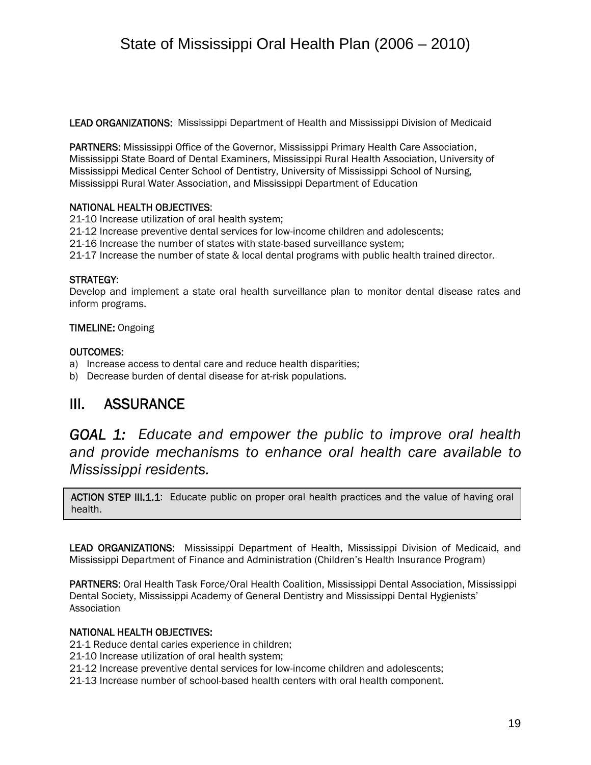**LEAD ORGANIZATIONS:** Mississippi Department of Health and Mississippi Division of Medicaid

**PARTNERS:** Mississippi Office of the Governor, Mississippi Primary Health Care Association, Mississippi State Board of Dental Examiners, Mississippi Rural Health Association, University of Mississippi Medical Center School of Dentistry, University of Mississippi School of Nursing, Mississippi Rural Water Association, and Mississippi Department of Education

**NATIONAL HEALTH OBJECTIVES:**
21-10 Increase utilization of oral health system;
21-12 Increase preventive dental services for low-income children and adolescents;
21-16 Increase the number of states with state-based surveillance system;
21-17 Increase the number of state & local dental programs with public health trained director.

**STRATEGY:**
Develop and implement a state oral health surveillance plan to monitor dental disease rates and inform programs.

**TIMELINE:** Ongoing

**OUTCOMES:**

a) Increase access to dental care and reduce health disparities;
b) Decrease burden of dental disease for at-risk populations.

## III. ASSURANCE

### *GOAL 1: Educate and empower the public to improve oral health and provide mechanisms to enhance oral health care available to Mississippi residents.*

**ACTION STEP III.1.1**: Educate public on proper oral health practices and the value of having oral health.

**LEAD ORGANIZATIONS:** Mississippi Department of Health, Mississippi Division of Medicaid, and Mississippi Department of Finance and Administration (Children's Health Insurance Program)

**PARTNERS:** Oral Health Task Force/Oral Health Coalition, Mississippi Dental Association, Mississippi Dental Society, Mississippi Academy of General Dentistry and Mississippi Dental Hygienists' Association

**NATIONAL HEALTH OBJECTIVES:**
21-1 Reduce dental caries experience in children;
21-10 Increase utilization of oral health system;
21-12 Increase preventive dental services for low-income children and adolescents;
21-13 Increase number of school-based health centers with oral health component.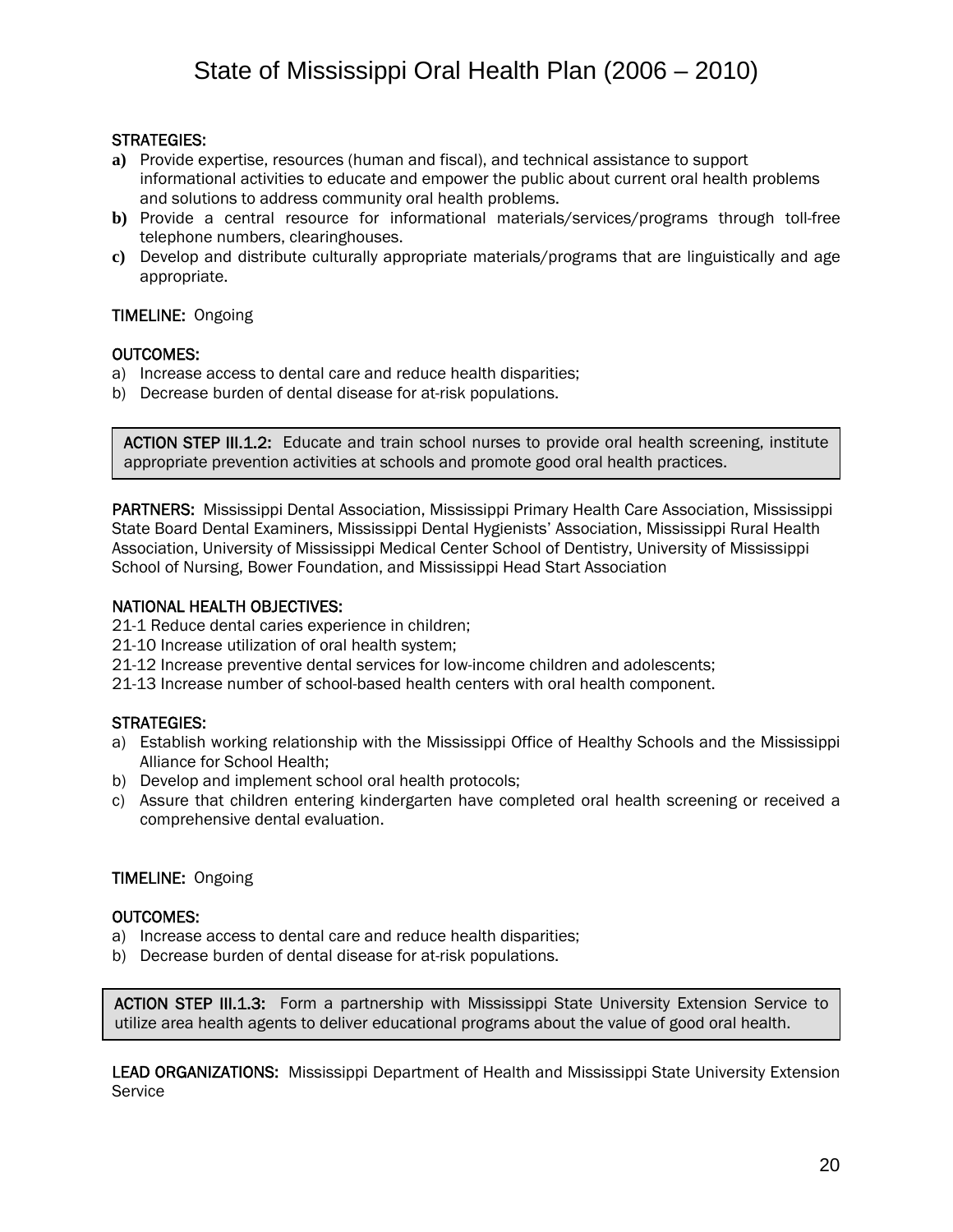**STRATEGIES:**

a) Provide expertise, resources (human and fiscal), and technical assistance to support informational activities to educate and empower the public about current oral health problems and solutions to address community oral health problems.
b) Provide a central resource for informational materials/services/programs through toll-free telephone numbers, clearinghouses.
c) Develop and distribute culturally appropriate materials/programs that are linguistically and age appropriate.

**TIMELINE:** Ongoing

**OUTCOMES:**

a) Increase access to dental care and reduce health disparities;
b) Decrease burden of dental disease for at-risk populations.

**ACTION STEP III.1.2:** Educate and train school nurses to provide oral health screening, institute appropriate prevention activities at schools and promote good oral health practices.

**PARTNERS:** Mississippi Dental Association, Mississippi Primary Health Care Association, Mississippi State Board Dental Examiners, Mississippi Dental Hygienists' Association, Mississippi Rural Health Association, University of Mississippi Medical Center School of Dentistry, University of Mississippi School of Nursing, Bower Foundation, and Mississippi Head Start Association

**NATIONAL HEALTH OBJECTIVES:**

21-1 Reduce dental caries experience in children;
21-10 Increase utilization of oral health system;
21-12 Increase preventive dental services for low-income children and adolescents;
21-13 Increase number of school-based health centers with oral health component.

**STRATEGIES:**

a) Establish working relationship with the Mississippi Office of Healthy Schools and the Mississippi Alliance for School Health;
b) Develop and implement school oral health protocols;
c) Assure that children entering kindergarten have completed oral health screening or received a comprehensive dental evaluation.

**TIMELINE:** Ongoing

**OUTCOMES:**

a) Increase access to dental care and reduce health disparities;
b) Decrease burden of dental disease for at-risk populations.

**ACTION STEP III.1.3:** Form a partnership with Mississippi State University Extension Service to utilize area health agents to deliver educational programs about the value of good oral health.

**LEAD ORGANIZATIONS:** Mississippi Department of Health and Mississippi State University Extension Service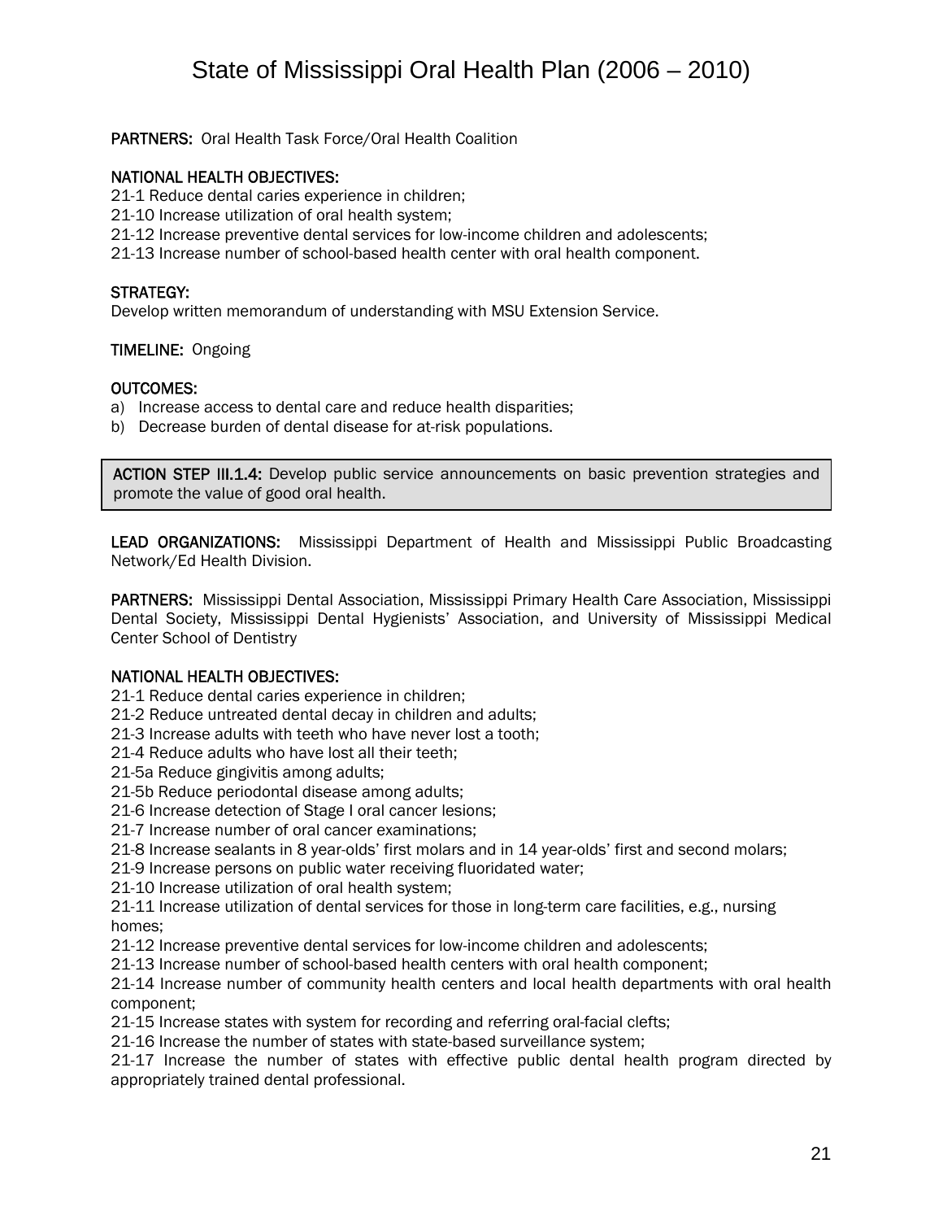**PARTNERS:** Oral Health Task Force/Oral Health Coalition

**NATIONAL HEALTH OBJECTIVES:**

21-1 Reduce dental caries experience in children;
21-10 Increase utilization of oral health system;
21-12 Increase preventive dental services for low-income children and adolescents;
21-13 Increase number of school-based health center with oral health component.

**STRATEGY:**
Develop written memorandum of understanding with MSU Extension Service.

**TIMELINE:** Ongoing

**OUTCOMES:**

a) Increase access to dental care and reduce health disparities;
b) Decrease burden of dental disease for at-risk populations.

**ACTION STEP III.1.4:** Develop public service announcements on basic prevention strategies and promote the value of good oral health.

**LEAD ORGANIZATIONS:** Mississippi Department of Health and Mississippi Public Broadcasting Network/Ed Health Division.

**PARTNERS:** Mississippi Dental Association, Mississippi Primary Health Care Association, Mississippi Dental Society, Mississippi Dental Hygienists' Association, and University of Mississippi Medical Center School of Dentistry

**NATIONAL HEALTH OBJECTIVES:**

21-1 Reduce dental caries experience in children;
21-2 Reduce untreated dental decay in children and adults;
21-3 Increase adults with teeth who have never lost a tooth;
21-4 Reduce adults who have lost all their teeth;
21-5a Reduce gingivitis among adults;
21-5b Reduce periodontal disease among adults;
21-6 Increase detection of Stage I oral cancer lesions;
21-7 Increase number of oral cancer examinations;
21-8 Increase sealants in 8 year-olds' first molars and in 14 year-olds' first and second molars;
21-9 Increase persons on public water receiving fluoridated water;
21-10 Increase utilization of oral health system;
21-11 Increase utilization of dental services for those in long-term care facilities, e.g., nursing homes;
21-12 Increase preventive dental services for low-income children and adolescents;
21-13 Increase number of school-based health centers with oral health component;
21-14 Increase number of community health centers and local health departments with oral health component;
21-15 Increase states with system for recording and referring oral-facial clefts;
21-16 Increase the number of states with state-based surveillance system;
21-17 Increase the number of states with effective public dental health program directed by appropriately trained dental professional.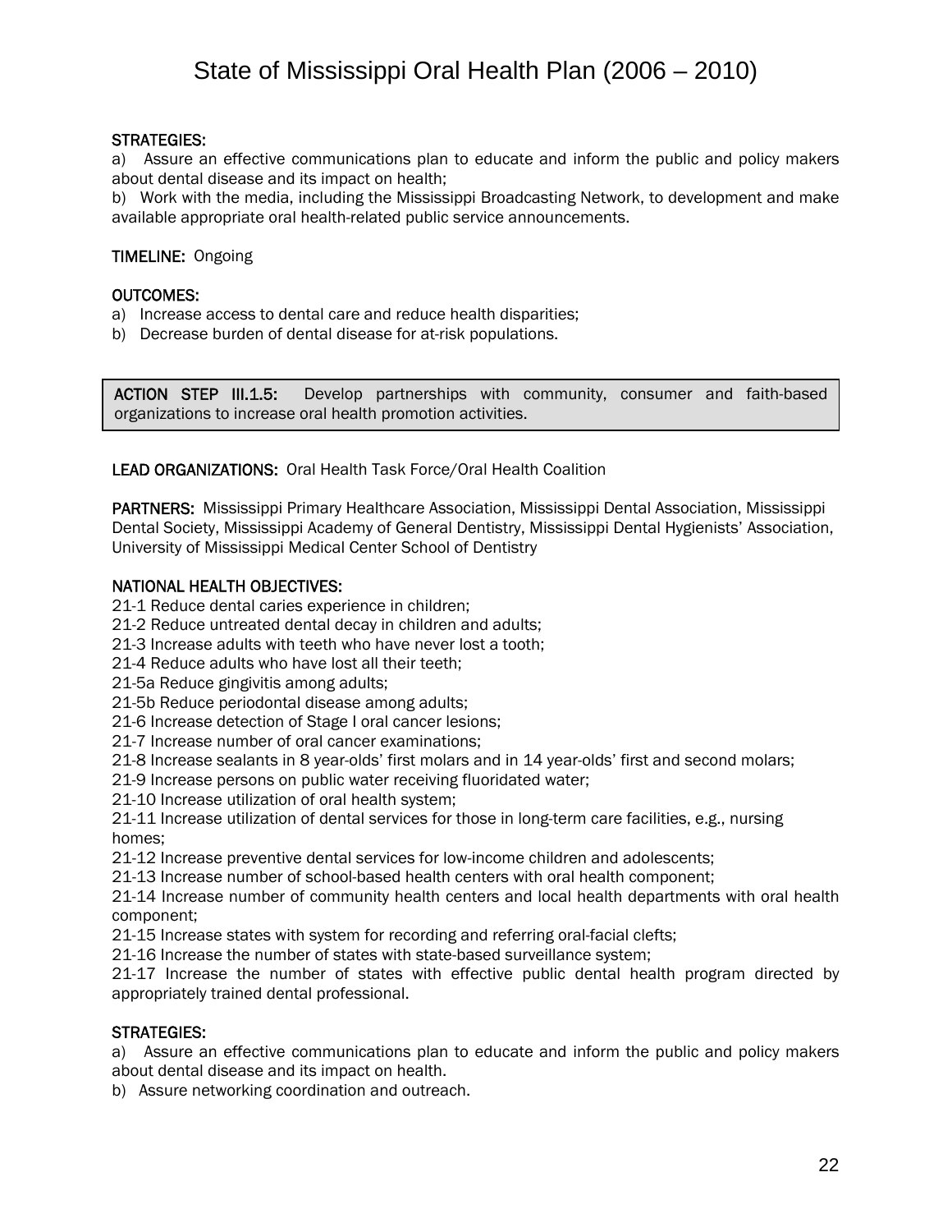**STRATEGIES:**

a) Assure an effective communications plan to educate and inform the public and policy makers about dental disease and its impact on health;

b) Work with the media, including the Mississippi Broadcasting Network, to development and make available appropriate oral health-related public service announcements.

**TIMELINE:** Ongoing

**OUTCOMES:**

a) Increase access to dental care and reduce health disparities;

b) Decrease burden of dental disease for at-risk populations.

**ACTION STEP III.1.5:** Develop partnerships with community, consumer and faith-based organizations to increase oral health promotion activities.

**LEAD ORGANIZATIONS:** Oral Health Task Force/Oral Health Coalition

**PARTNERS:** Mississippi Primary Healthcare Association, Mississippi Dental Association, Mississippi Dental Society, Mississippi Academy of General Dentistry, Mississippi Dental Hygienists' Association, University of Mississippi Medical Center School of Dentistry

**NATIONAL HEALTH OBJECTIVES:**

21-1 Reduce dental caries experience in children;
21-2 Reduce untreated dental decay in children and adults;
21-3 Increase adults with teeth who have never lost a tooth;
21-4 Reduce adults who have lost all their teeth;
21-5a Reduce gingivitis among adults;
21-5b Reduce periodontal disease among adults;
21-6 Increase detection of Stage I oral cancer lesions;
21-7 Increase number of oral cancer examinations;
21-8 Increase sealants in 8 year-olds' first molars and in 14 year-olds' first and second molars;
21-9 Increase persons on public water receiving fluoridated water;
21-10 Increase utilization of oral health system;
21-11 Increase utilization of dental services for those in long-term care facilities, e.g., nursing homes;
21-12 Increase preventive dental services for low-income children and adolescents;
21-13 Increase number of school-based health centers with oral health component;
21-14 Increase number of community health centers and local health departments with oral health component;
21-15 Increase states with system for recording and referring oral-facial clefts;
21-16 Increase the number of states with state-based surveillance system;
21-17 Increase the number of states with effective public dental health program directed by appropriately trained dental professional.

**STRATEGIES:**

a) Assure an effective communications plan to educate and inform the public and policy makers about dental disease and its impact on health.

b) Assure networking coordination and outreach.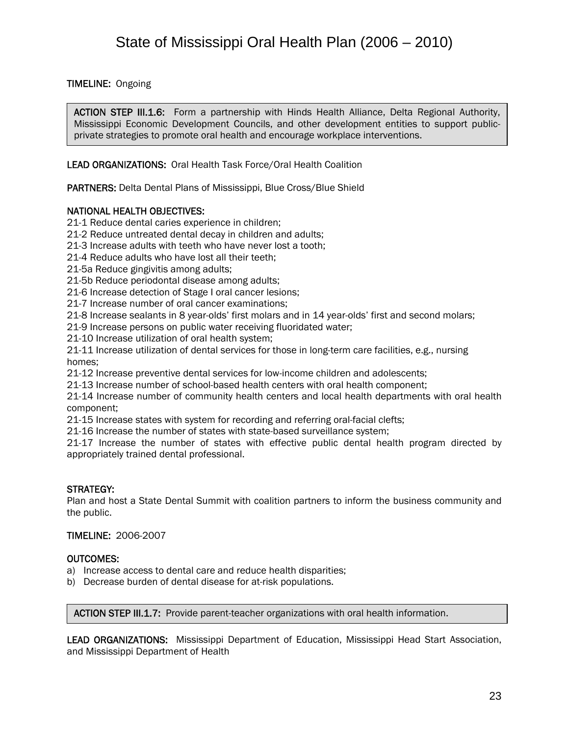**TIMELINE:** Ongoing

> **ACTION STEP III.1.6:** Form a partnership with Hinds Health Alliance, Delta Regional Authority, Mississippi Economic Development Councils, and other development entities to support public-private strategies to promote oral health and encourage workplace interventions.

**LEAD ORGANIZATIONS:** Oral Health Task Force/Oral Health Coalition

**PARTNERS:** Delta Dental Plans of Mississippi, Blue Cross/Blue Shield

**NATIONAL HEALTH OBJECTIVES:**

21-1 Reduce dental caries experience in children;
21-2 Reduce untreated dental decay in children and adults;
21-3 Increase adults with teeth who have never lost a tooth;
21-4 Reduce adults who have lost all their teeth;
21-5a Reduce gingivitis among adults;
21-5b Reduce periodontal disease among adults;
21-6 Increase detection of Stage I oral cancer lesions;
21-7 Increase number of oral cancer examinations;
21-8 Increase sealants in 8 year-olds' first molars and in 14 year-olds' first and second molars;
21-9 Increase persons on public water receiving fluoridated water;
21-10 Increase utilization of oral health system;
21-11 Increase utilization of dental services for those in long-term care facilities, e.g., nursing homes;
21-12 Increase preventive dental services for low-income children and adolescents;
21-13 Increase number of school-based health centers with oral health component;
21-14 Increase number of community health centers and local health departments with oral health component;
21-15 Increase states with system for recording and referring oral-facial clefts;
21-16 Increase the number of states with state-based surveillance system;
21-17 Increase the number of states with effective public dental health program directed by appropriately trained dental professional.

**STRATEGY:**
Plan and host a State Dental Summit with coalition partners to inform the business community and the public.

**TIMELINE:** 2006-2007

**OUTCOMES:**

a) Increase access to dental care and reduce health disparities;
b) Decrease burden of dental disease for at-risk populations.

> **ACTION STEP III.1.7:** Provide parent-teacher organizations with oral health information.

**LEAD ORGANIZATIONS:** Mississippi Department of Education, Mississippi Head Start Association, and Mississippi Department of Health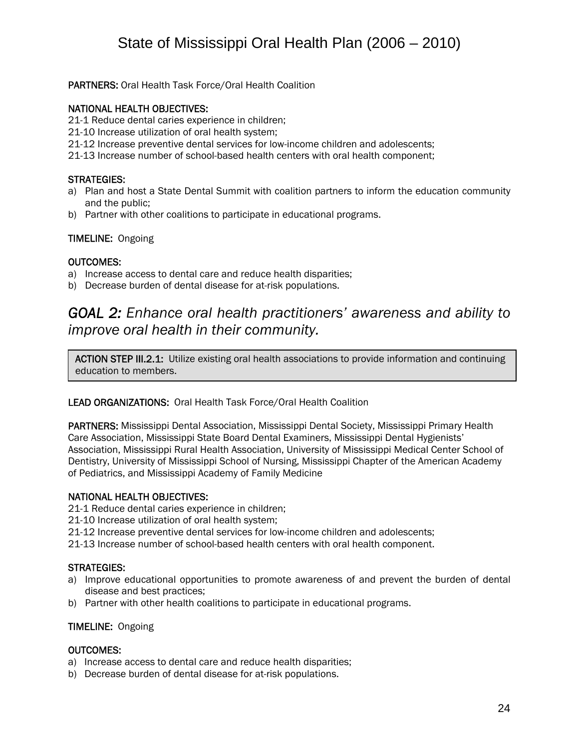**PARTNERS:** Oral Health Task Force/Oral Health Coalition

**NATIONAL HEALTH OBJECTIVES:**
21-1 Reduce dental caries experience in children;
21-10 Increase utilization of oral health system;
21-12 Increase preventive dental services for low-income children and adolescents;
21-13 Increase number of school-based health centers with oral health component;

**STRATEGIES:**

a) Plan and host a State Dental Summit with coalition partners to inform the education community and the public;
b) Partner with other coalitions to participate in educational programs.

**TIMELINE:** Ongoing

**OUTCOMES:**

a) Increase access to dental care and reduce health disparities;
b) Decrease burden of dental disease for at-risk populations.

## *GOAL 2: Enhance oral health practitioners' awareness and ability to improve oral health in their community.*

**ACTION STEP III.2.1:** Utilize existing oral health associations to provide information and continuing education to members.

**LEAD ORGANIZATIONS:** Oral Health Task Force/Oral Health Coalition

**PARTNERS:** Mississippi Dental Association, Mississippi Dental Society, Mississippi Primary Health Care Association, Mississippi State Board Dental Examiners, Mississippi Dental Hygienists' Association, Mississippi Rural Health Association, University of Mississippi Medical Center School of Dentistry, University of Mississippi School of Nursing, Mississippi Chapter of the American Academy of Pediatrics, and Mississippi Academy of Family Medicine

**NATIONAL HEALTH OBJECTIVES:**
21-1 Reduce dental caries experience in children;
21-10 Increase utilization of oral health system;
21-12 Increase preventive dental services for low-income children and adolescents;
21-13 Increase number of school-based health centers with oral health component.

**STRATEGIES:**

a) Improve educational opportunities to promote awareness of and prevent the burden of dental disease and best practices;
b) Partner with other health coalitions to participate in educational programs.

**TIMELINE:** Ongoing

**OUTCOMES:**

a) Increase access to dental care and reduce health disparities;
b) Decrease burden of dental disease for at-risk populations.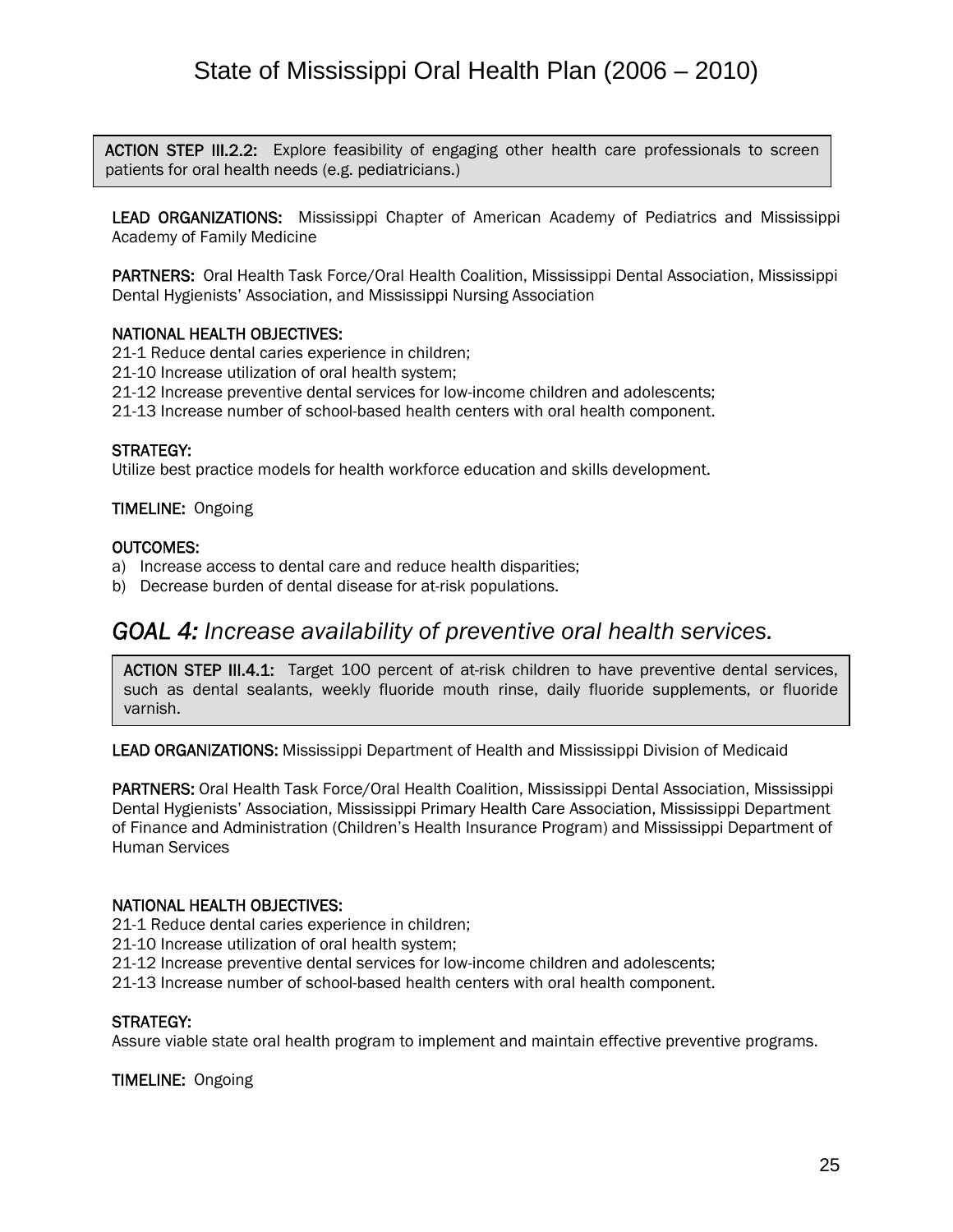**ACTION STEP III.2.2:** Explore feasibility of engaging other health care professionals to screen patients for oral health needs (e.g. pediatricians.)

**LEAD ORGANIZATIONS:** Mississippi Chapter of American Academy of Pediatrics and Mississippi Academy of Family Medicine

**PARTNERS:** Oral Health Task Force/Oral Health Coalition, Mississippi Dental Association, Mississippi Dental Hygienists' Association, and Mississippi Nursing Association

**NATIONAL HEALTH OBJECTIVES:**

21-1 Reduce dental caries experience in children;
21-10 Increase utilization of oral health system;
21-12 Increase preventive dental services for low-income children and adolescents;
21-13 Increase number of school-based health centers with oral health component.

**STRATEGY:**

Utilize best practice models for health workforce education and skills development.

**TIMELINE:** Ongoing

**OUTCOMES:**

a) Increase access to dental care and reduce health disparities;
b) Decrease burden of dental disease for at-risk populations.

## *GOAL 4: Increase availability of preventive oral health services.*

**ACTION STEP III.4.1:** Target 100 percent of at-risk children to have preventive dental services, such as dental sealants, weekly fluoride mouth rinse, daily fluoride supplements, or fluoride varnish.

**LEAD ORGANIZATIONS:** Mississippi Department of Health and Mississippi Division of Medicaid

**PARTNERS:** Oral Health Task Force/Oral Health Coalition, Mississippi Dental Association, Mississippi Dental Hygienists' Association, Mississippi Primary Health Care Association, Mississippi Department of Finance and Administration (Children's Health Insurance Program) and Mississippi Department of Human Services

**NATIONAL HEALTH OBJECTIVES:**

21-1 Reduce dental caries experience in children;
21-10 Increase utilization of oral health system;
21-12 Increase preventive dental services for low-income children and adolescents;
21-13 Increase number of school-based health centers with oral health component.

**STRATEGY:**

Assure viable state oral health program to implement and maintain effective preventive programs.

**TIMELINE:** Ongoing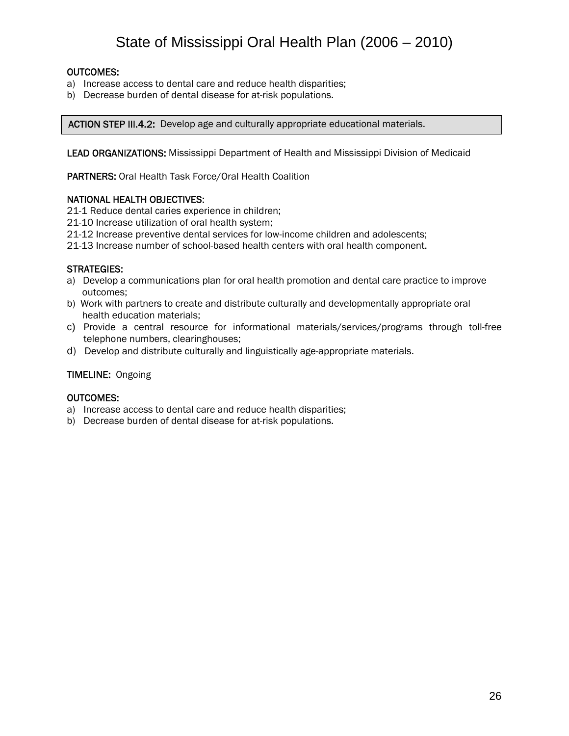**OUTCOMES:**

a) Increase access to dental care and reduce health disparities;
b) Decrease burden of dental disease for at-risk populations.

**ACTION STEP III.4.2:** Develop age and culturally appropriate educational materials.

**LEAD ORGANIZATIONS:** Mississippi Department of Health and Mississippi Division of Medicaid

**PARTNERS:** Oral Health Task Force/Oral Health Coalition

**NATIONAL HEALTH OBJECTIVES:**

21-1 Reduce dental caries experience in children;
21-10 Increase utilization of oral health system;
21-12 Increase preventive dental services for low-income children and adolescents;
21-13 Increase number of school-based health centers with oral health component.

**STRATEGIES:**

a) Develop a communications plan for oral health promotion and dental care practice to improve outcomes;
b) Work with partners to create and distribute culturally and developmentally appropriate oral health education materials;
c) Provide a central resource for informational materials/services/programs through toll-free telephone numbers, clearinghouses;
d) Develop and distribute culturally and linguistically age-appropriate materials.

**TIMELINE:** Ongoing

**OUTCOMES:**

a) Increase access to dental care and reduce health disparities;
b) Decrease burden of dental disease for at-risk populations.